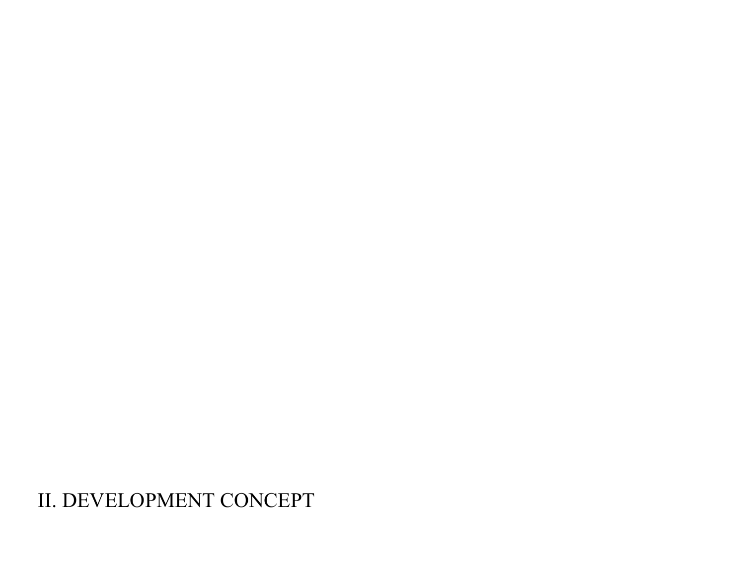# II. DEVELOPMENT CONCEPT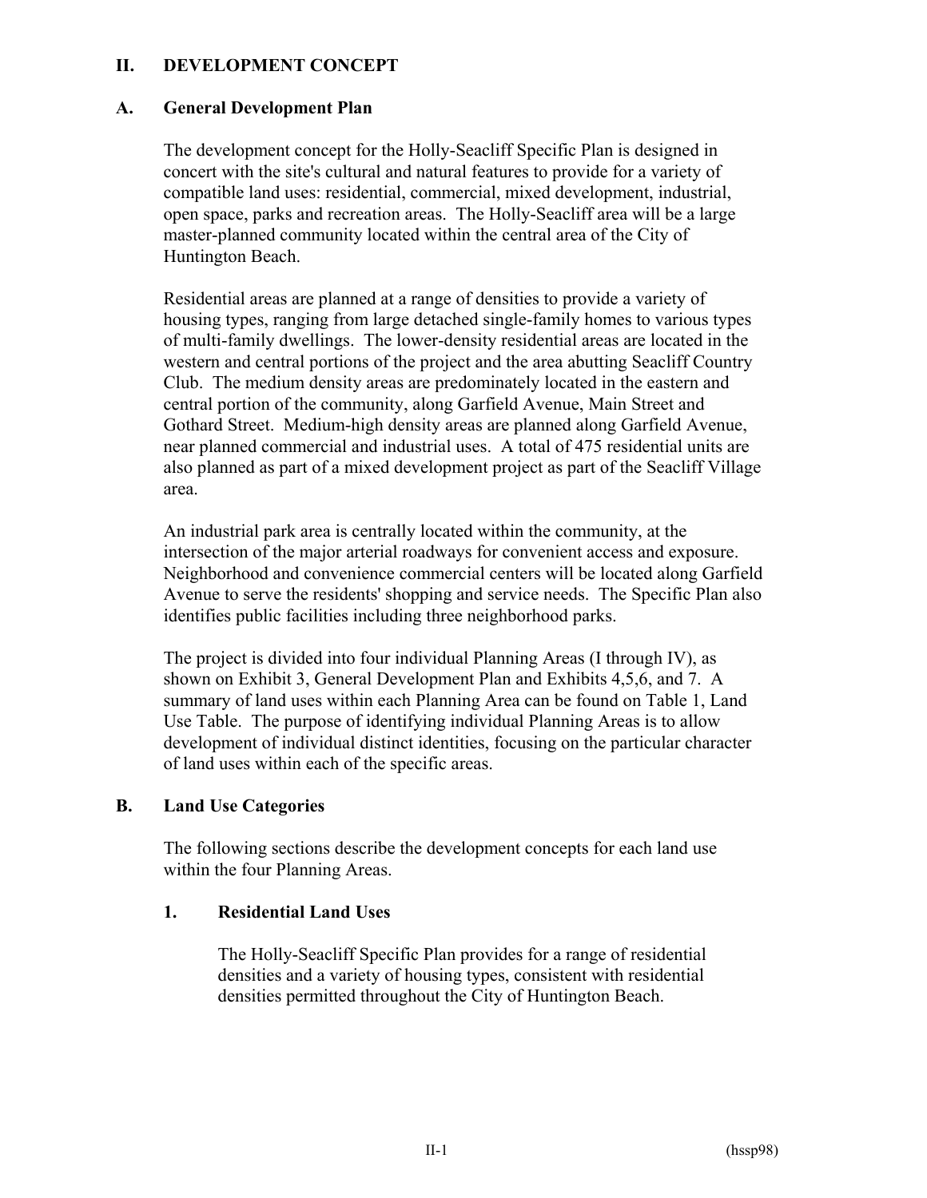# II. DEVELOPMENT CONCEPT

## A. General Development Plan

The development concept for the Holly-Seacliff Specific Plan is designed in concert with the site's cultural and natural features to provide for a variety of compatible land uses: residential, commercial, mixed development, industrial, open space, parks and recreation areas. The Holly-Seacliff area will be a large master-planned community located within the central area of the City of Huntington Beach.

Residential areas are planned at a range of densities to provide a variety of housing types, ranging from large detached single-family homes to various types of multi-family dwellings. The lower-density residential areas are located in the western and central portions of the project and the area abutting Seacliff Country Club. The medium density areas are predominately located in the eastern and central portion of the community, along Garfield Avenue, Main Street and Gothard Street. Medium-high density areas are planned along Garfield Avenue, near planned commercial and industrial uses. A total of 475 residential units are also planned as part of a mixed development project as part of the Seacliff Village area.

An industrial park area is centrally located within the community, at the intersection of the major arterial roadways for convenient access and exposure. Neighborhood and convenience commercial centers will be located along Garfield Avenue to serve the residents' shopping and service needs. The Specific Plan also identifies public facilities including three neighborhood parks.

The project is divided into four individual Planning Areas (I through IV), as shown on Exhibit 3, General Development Plan and Exhibits 4,5,6, and 7. A summary of land uses within each Planning Area can be found on Table 1, Land Use Table. The purpose of identifying individual Planning Areas is to allow development of individual distinct identities, focusing on the particular character of land uses within each of the specific areas.

## B. Land Use Categories

The following sections describe the development concepts for each land use within the four Planning Areas.

### 1. Residential Land Uses

The Holly-Seacliff Specific Plan provides for a range of residential densities and a variety of housing types, consistent with residential densities permitted throughout the City of Huntington Beach.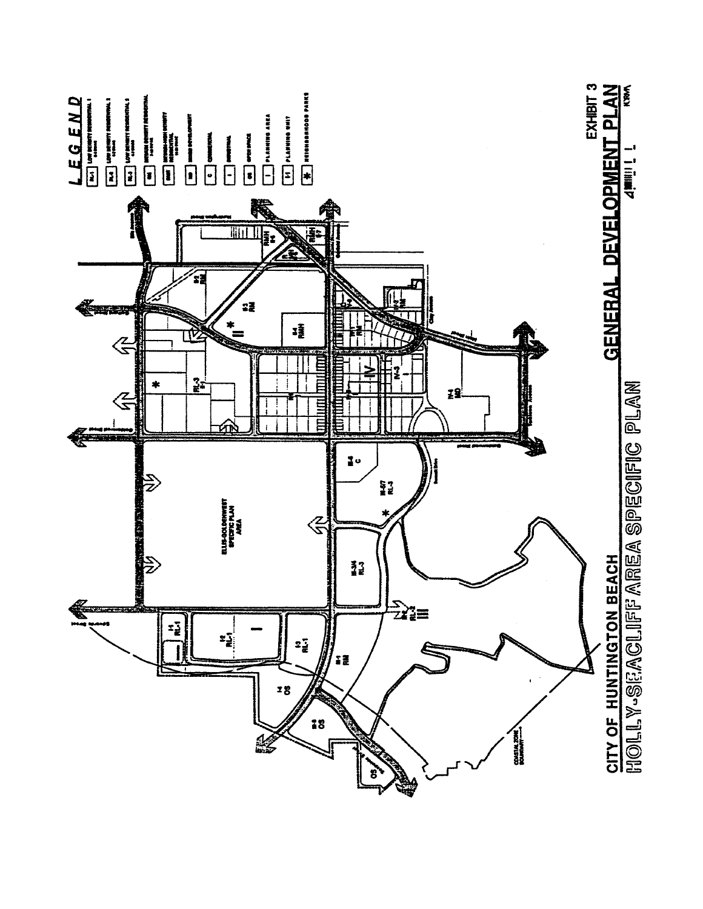CITY OF HUNTINGTON BEACH

HOLLY-SEACLIFF AREA SPECIFIC PLAN

EXHIBIT 3

## GENERAL DEVELOPMENT PLAN

**LEGEND**

- RL-1 LOW DENSITY RESIDENTIAL 1
- RL-2 LOW DENSITY RESIDENTIAL 2
- RL-3 LOW DENSITY RESIDENTIAL 3
- RM MEDIUM DENSITY RESIDENTIAL
- RMH MEDIUM-HIGH DENSITY RESIDENTIAL
- MD MIXED DEVELOPMENT
- C COMMERCIAL
- I INDUSTRIAL
- OS OPEN SPACE
- I PLANNING AREA
- I-1 PLANNING UNIT
- * NEIGHBORHOOD PARKS

ELLIS-GOLDENWEST SPECIFIC PLAN AREA

COASTAL ZONE BOUNDARY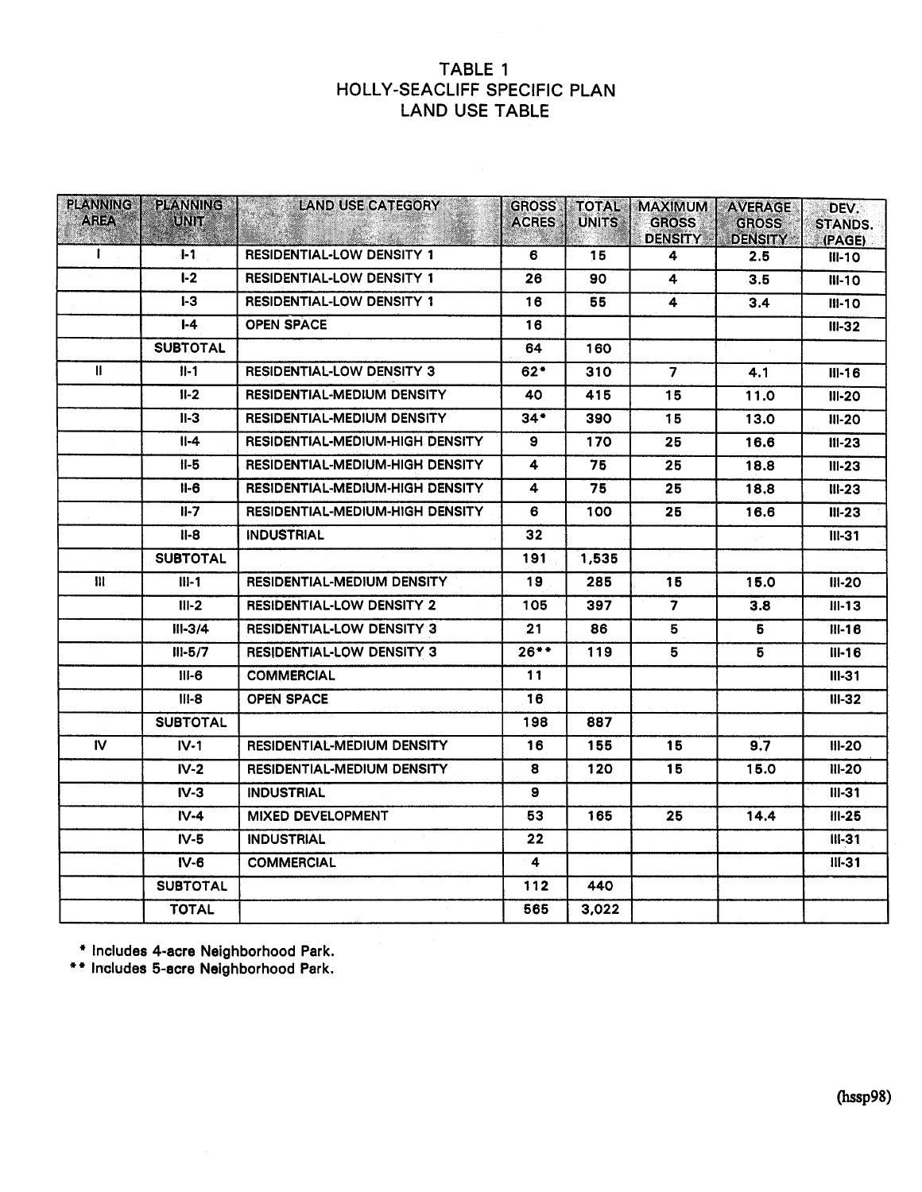# TABLE 1
# HOLLY-SEACLIFF SPECIFIC PLAN
# LAND USE TABLE

| PLANNING AREA | PLANNING UNIT | LAND USE CATEGORY | GROSS ACRES | TOTAL UNITS | MAXIMUM GROSS DENSITY | AVERAGE GROSS DENSITY | DEV. STANDS. (PAGE) |
|---|---|---|---|---|---|---|---|
| I | I-1 | RESIDENTIAL-LOW DENSITY 1 | 6 | 15 | 4 | 2.5 | III-10 |
| | I-2 | RESIDENTIAL-LOW DENSITY 1 | 26 | 90 | 4 | 3.5 | III-10 |
| | I-3 | RESIDENTIAL-LOW DENSITY 1 | 16 | 55 | 4 | 3.4 | III-10 |
| | I-4 | OPEN SPACE | 16 | | | | III-32 |
| | SUBTOTAL | | 64 | 160 | | | |
| II | II-1 | RESIDENTIAL-LOW DENSITY 3 | 62* | 310 | 7 | 4.1 | III-16 |
| | II-2 | RESIDENTIAL-MEDIUM DENSITY | 40 | 415 | 15 | 11.0 | III-20 |
| | II-3 | RESIDENTIAL-MEDIUM DENSITY | 34* | 390 | 15 | 13.0 | III-20 |
| | II-4 | RESIDENTIAL-MEDIUM-HIGH DENSITY | 9 | 170 | 25 | 16.6 | III-23 |
| | II-5 | RESIDENTIAL-MEDIUM-HIGH DENSITY | 4 | 75 | 25 | 18.8 | III-23 |
| | II-6 | RESIDENTIAL-MEDIUM-HIGH DENSITY | 4 | 75 | 25 | 18.8 | III-23 |
| | II-7 | RESIDENTIAL-MEDIUM-HIGH DENSITY | 6 | 100 | 25 | 16.6 | III-23 |
| | II-8 | INDUSTRIAL | 32 | | | | III-31 |
| | SUBTOTAL | | 191 | 1,535 | | | |
| III | III-1 | RESIDENTIAL-MEDIUM DENSITY | 19 | 285 | 15 | 15.0 | III-20 |
| | III-2 | RESIDENTIAL-LOW DENSITY 2 | 105 | 397 | 7 | 3.8 | III-13 |
| | III-3/4 | RESIDENTIAL-LOW DENSITY 3 | 21 | 86 | 5 | 5 | III-16 |
| | III-5/7 | RESIDENTIAL-LOW DENSITY 3 | 26** | 119 | 5 | 5 | III-16 |
| | III-6 | COMMERCIAL | 11 | | | | III-31 |
| | III-8 | OPEN SPACE | 16 | | | | III-32 |
| | SUBTOTAL | | 198 | 887 | | | |
| IV | IV-1 | RESIDENTIAL-MEDIUM DENSITY | 16 | 155 | 15 | 9.7 | III-20 |
| | IV-2 | RESIDENTIAL-MEDIUM DENSITY | 8 | 120 | 15 | 15.0 | III-20 |
| | IV-3 | INDUSTRIAL | 9 | | | | III-31 |
| | IV-4 | MIXED DEVELOPMENT | 53 | 165 | 25 | 14.4 | III-25 |
| | IV-5 | INDUSTRIAL | 22 | | | | III-31 |
| | IV-6 | COMMERCIAL | 4 | | | | III-31 |
| | SUBTOTAL | | 112 | 440 | | | |
| | TOTAL | | 565 | 3,022 | | | |

\* Includes 4-acre Neighborhood Park.
\*\* Includes 5-acre Neighborhood Park.

(hssp98)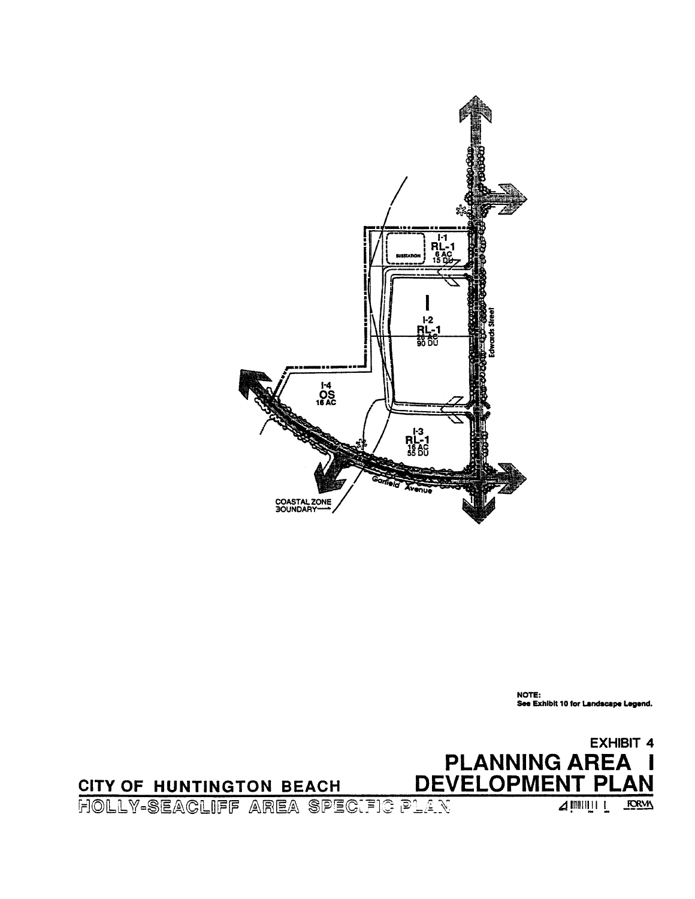I-1
RL-1
6 AC
15 DU

SUBSTATION

I

I-2
RL-1
26 AC
90 DU

I-4
OS
16 AC

I-3
RL-1
16 AC
55 DU

Edwards Street

Garfield Avenue

COASTAL ZONE BOUNDARY

NOTE:
See Exhibit 10 for Landscape Legend.

EXHIBIT 4

# PLANNING AREA I DEVELOPMENT PLAN

CITY OF HUNTINGTON BEACH

HOLLY-SEACLIFF AREA SPECIFIC PLAN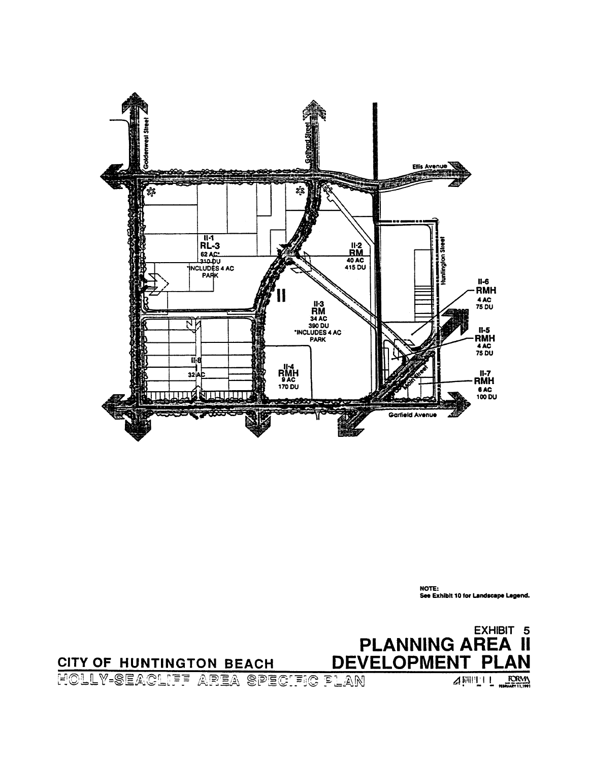Goldenwest Street

Gothard Street

Ellis Avenue

Huntington Street

Main Street

Garfield Avenue

II

II-1
RL-3
62 AC*
310 DU
*INCLUDES 4 AC
PARK

II-2
RM
40 AC
415 DU

II-3
RM
34 AC
390 DU
*INCLUDES 4 AC
PARK

II-4
RMH
9 AC
170 DU

II-5
RMH
4 AC
75 DU

II-6
RMH
4 AC
75 DU

II-7
RMH
6 AC
100 DU

II-8
32 AC

NOTE:
See Exhibit 10 for Landscape Legend.

EXHIBIT 5

# PLANNING AREA II DEVELOPMENT PLAN

CITY OF HUNTINGTON BEACH

HOLLY-SEACLIFF AREA SPECIFIC PLAN

FORMA
FEBRUARY 11, 1991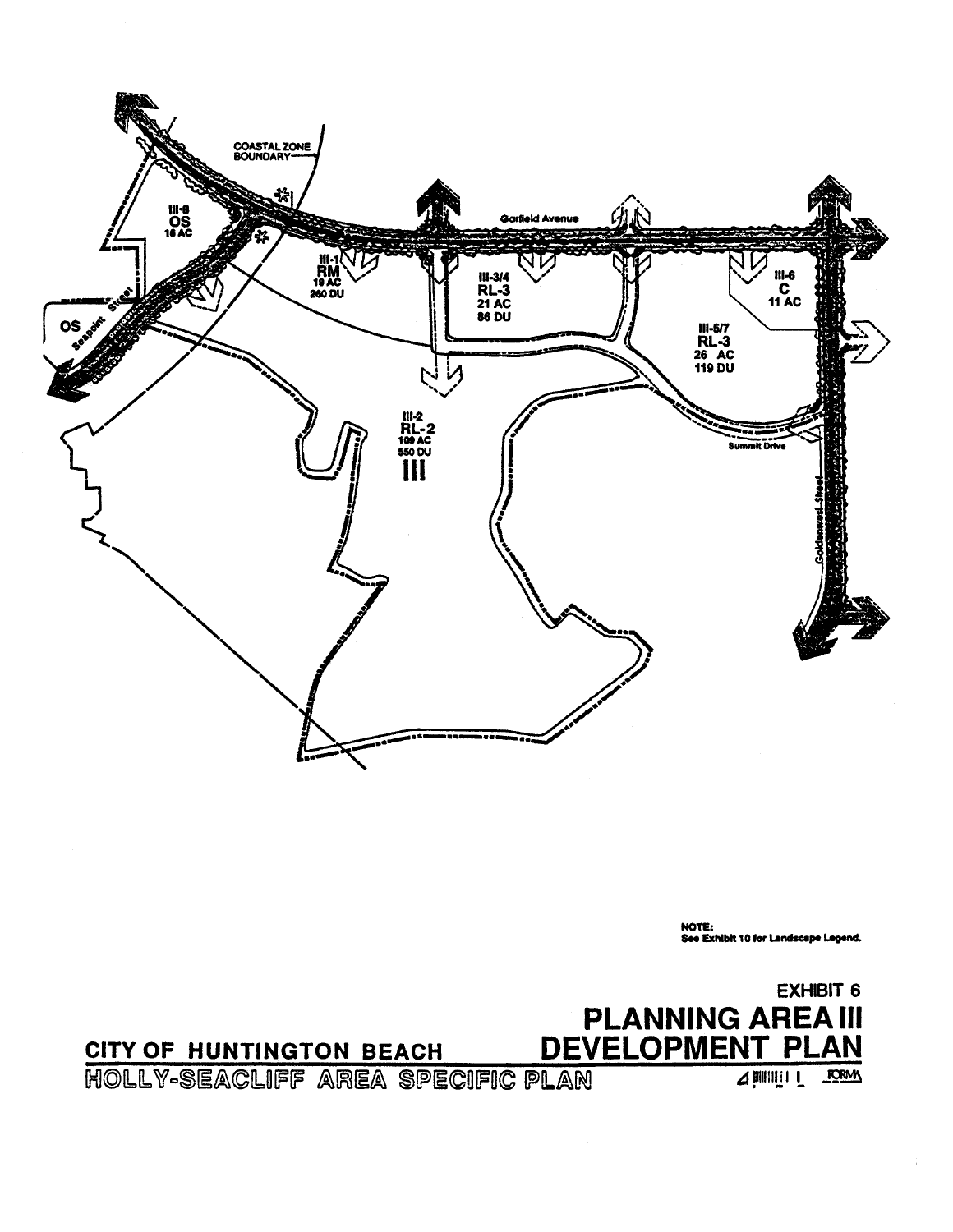COASTAL ZONE BOUNDARY

III-8
OS
16 AC

Garfield Avenue

III-1
RM
19 AC
260 DU

III-3/4
RL-3
21 AC
86 DU

III-6
C
11 AC

III-5/7
RL-3
26 AC
119 DU

OS

Seapoint Street

III-2
RL-2
109 AC
550 DU
III

Summit Drive

Goldenwest Street

NOTE:
See Exhibit 10 for Landscape Legend.

EXHIBIT 6

# PLANNING AREA III DEVELOPMENT PLAN

CITY OF HUNTINGTON BEACH

HOLLY-SEACLIFF AREA SPECIFIC PLAN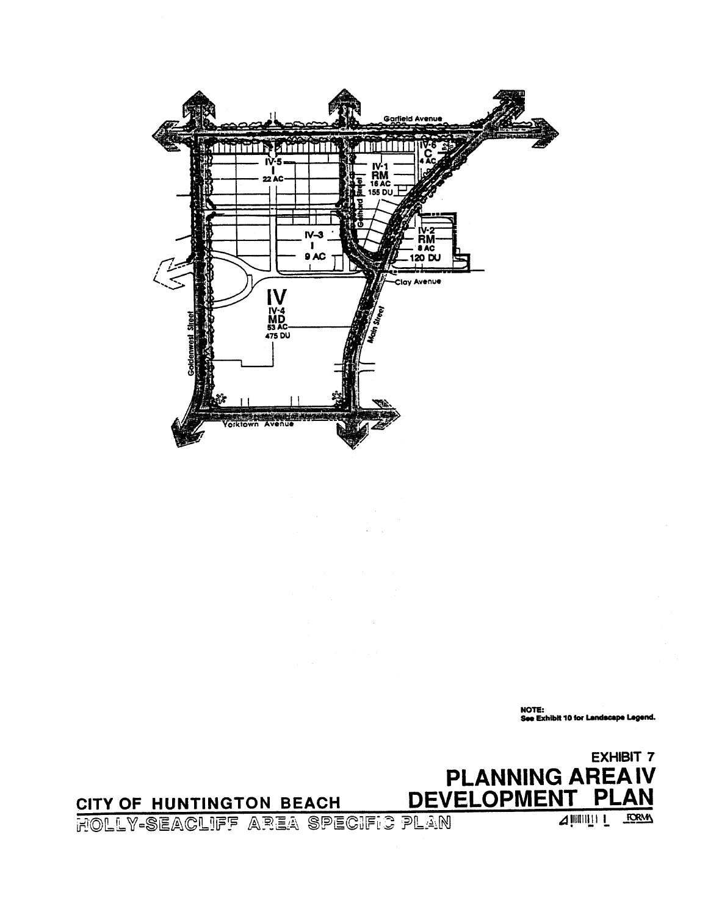Garfield Avenue

IV-5
I
22 AC

IV-1
RM
16 AC
155 DU

IV-6
C
4 AC

IV-3
I
9 AC

IV-2
RM
8 AC
120 DU

Clay Avenue

IV
IV-4
MD
53 AC
475 DU

Goldenwest Street

Gothard Street

Main Street

Yorktown Avenue

NOTE:
See Exhibit 10 for Landscape Legend.

EXHIBIT 7

# PLANNING AREA IV DEVELOPMENT PLAN

CITY OF HUNTINGTON BEACH

HOLLY-SEACLIFF AREA SPECIFIC PLAN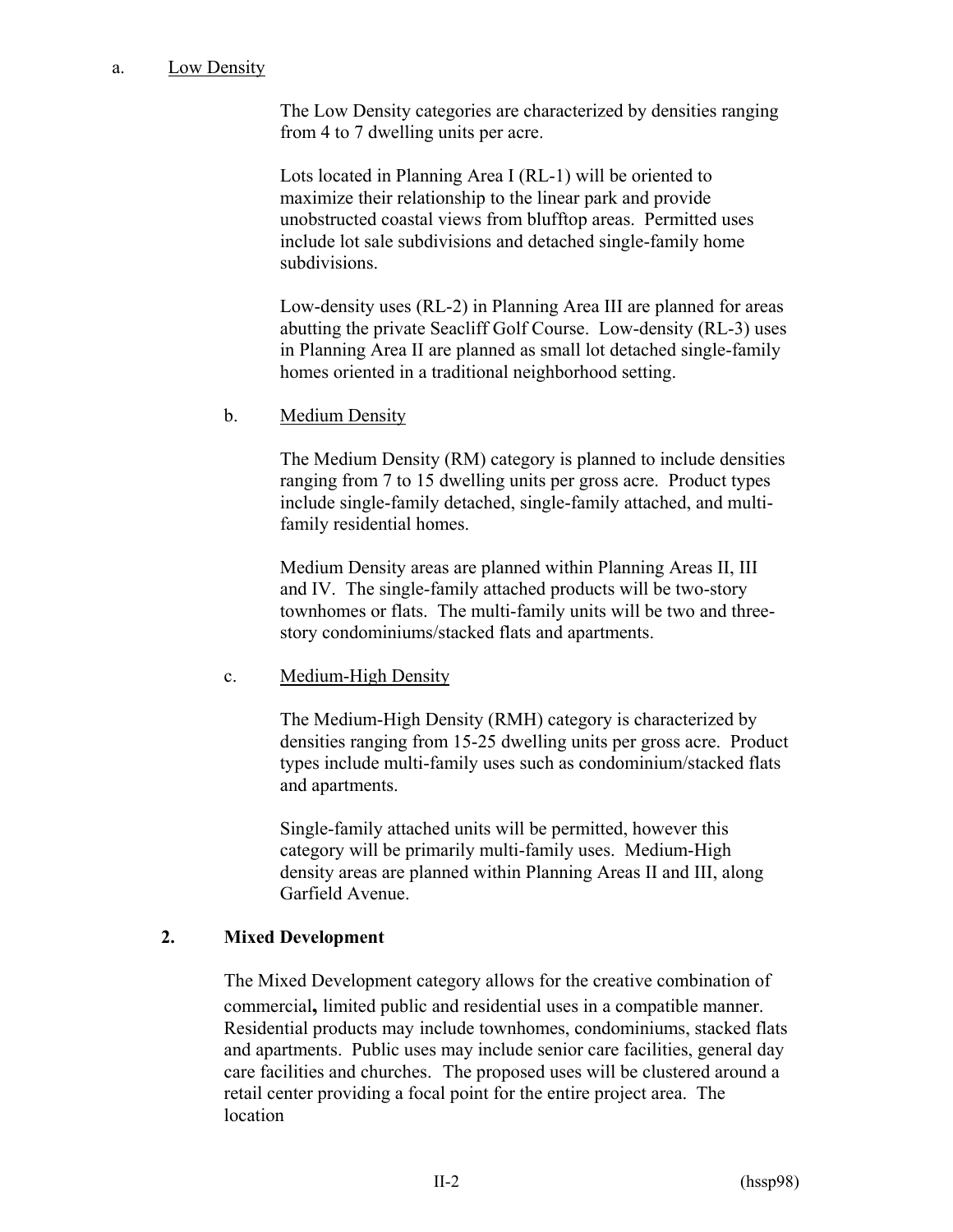a. Low Density

The Low Density categories are characterized by densities ranging from 4 to 7 dwelling units per acre.

Lots located in Planning Area I (RL-1) will be oriented to maximize their relationship to the linear park and provide unobstructed coastal views from blufftop areas. Permitted uses include lot sale subdivisions and detached single-family home subdivisions.

Low-density uses (RL-2) in Planning Area III are planned for areas abutting the private Seacliff Golf Course. Low-density (RL-3) uses in Planning Area II are planned as small lot detached single-family homes oriented in a traditional neighborhood setting.

b. Medium Density

The Medium Density (RM) category is planned to include densities ranging from 7 to 15 dwelling units per gross acre. Product types include single-family detached, single-family attached, and multi-family residential homes.

Medium Density areas are planned within Planning Areas II, III and IV. The single-family attached products will be two-story townhomes or flats. The multi-family units will be two and three-story condominiums/stacked flats and apartments.

c. Medium-High Density

The Medium-High Density (RMH) category is characterized by densities ranging from 15-25 dwelling units per gross acre. Product types include multi-family uses such as condominium/stacked flats and apartments.

Single-family attached units will be permitted, however this category will be primarily multi-family uses. Medium-High density areas are planned within Planning Areas II and III, along Garfield Avenue.

### 2. Mixed Development

The Mixed Development category allows for the creative combination of commercial**,** limited public and residential uses in a compatible manner. Residential products may include townhomes, condominiums, stacked flats and apartments. Public uses may include senior care facilities, general day care facilities and churches. The proposed uses will be clustered around a retail center providing a focal point for the entire project area. The location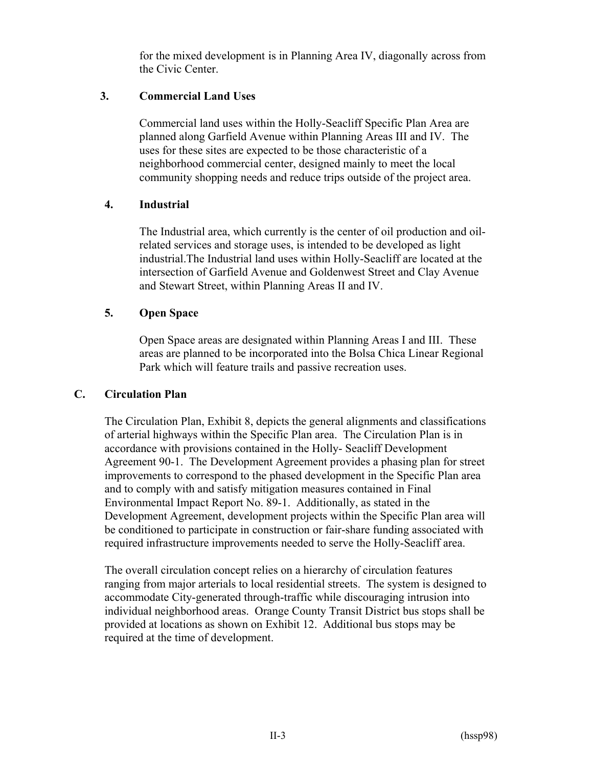for the mixed development is in Planning Area IV, diagonally across from the Civic Center.

### 3. Commercial Land Uses

Commercial land uses within the Holly-Seacliff Specific Plan Area are planned along Garfield Avenue within Planning Areas III and IV. The uses for these sites are expected to be those characteristic of a neighborhood commercial center, designed mainly to meet the local community shopping needs and reduce trips outside of the project area.

### 4. Industrial

The Industrial area, which currently is the center of oil production and oil-related services and storage uses, is intended to be developed as light industrial.The Industrial land uses within Holly-Seacliff are located at the intersection of Garfield Avenue and Goldenwest Street and Clay Avenue and Stewart Street, within Planning Areas II and IV.

### 5. Open Space

Open Space areas are designated within Planning Areas I and III. These areas are planned to be incorporated into the Bolsa Chica Linear Regional Park which will feature trails and passive recreation uses.

## C. Circulation Plan

The Circulation Plan, Exhibit 8, depicts the general alignments and classifications of arterial highways within the Specific Plan area. The Circulation Plan is in accordance with provisions contained in the Holly- Seacliff Development Agreement 90-1. The Development Agreement provides a phasing plan for street improvements to correspond to the phased development in the Specific Plan area and to comply with and satisfy mitigation measures contained in Final Environmental Impact Report No. 89-1. Additionally, as stated in the Development Agreement, development projects within the Specific Plan area will be conditioned to participate in construction or fair-share funding associated with required infrastructure improvements needed to serve the Holly-Seacliff area.

The overall circulation concept relies on a hierarchy of circulation features ranging from major arterials to local residential streets. The system is designed to accommodate City-generated through-traffic while discouraging intrusion into individual neighborhood areas. Orange County Transit District bus stops shall be provided at locations as shown on Exhibit 12. Additional bus stops may be required at the time of development.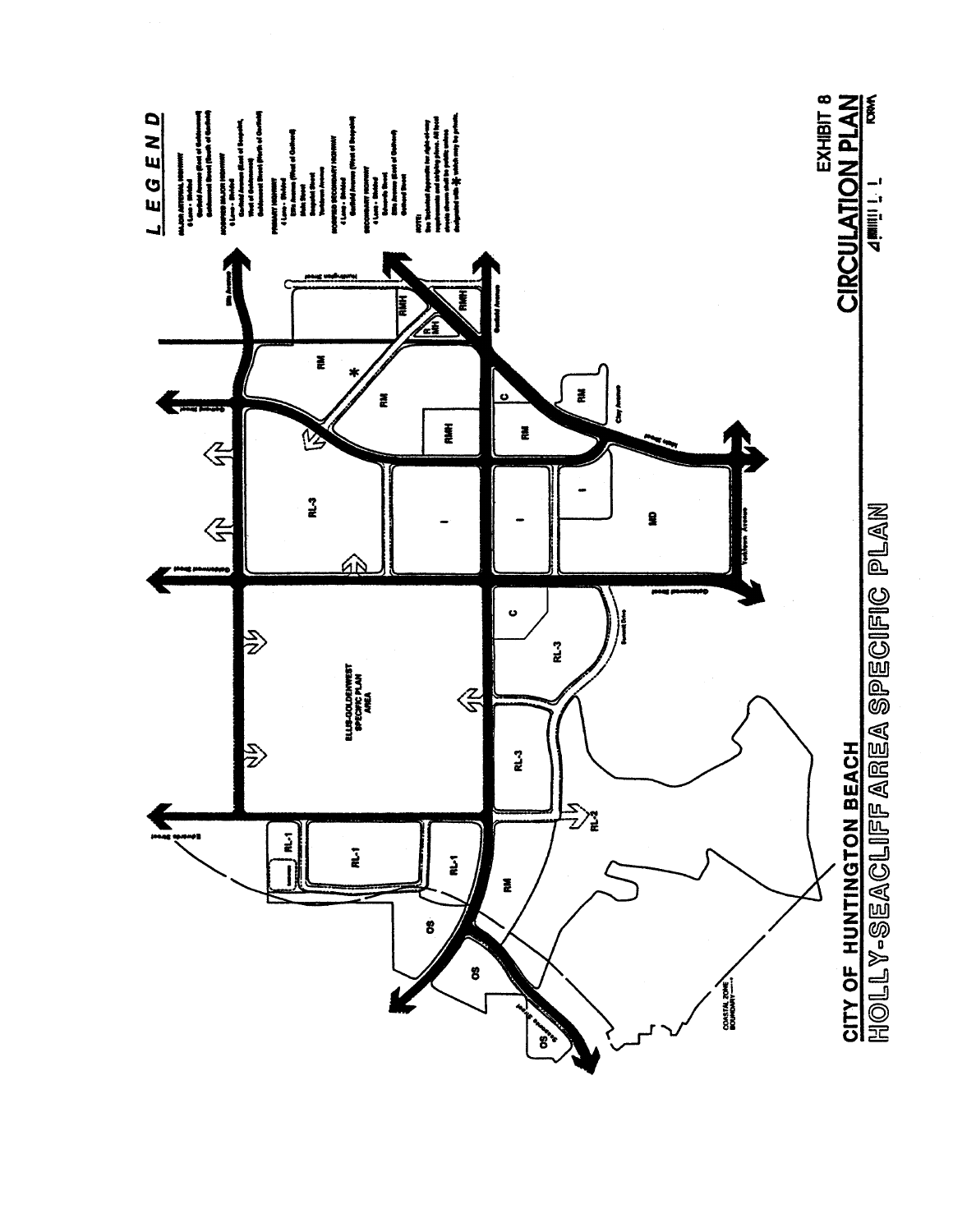CITY OF HUNTINGTON BEACH

HOLLY-SEACLIFF AREA SPECIFIC PLAN

EXHIBIT 8

CIRCULATION PLAN

## LEGEND

MAJOR ARTERIAL HIGHWAY
6 Lane - Divided
Garfield Avenue (East of Goldenwest)
Goldenwest Street (South of Garfield)

MODIFIED MAJOR HIGHWAY
6 Lane - Divided
Garfield Avenue (East of Seapoint, West of Goldenwest)
Goldenwest Street (North of Garfield)

PRIMARY HIGHWAY
4 Lane - Divided
Ellis Avenue (West of Garfield)
Main Street
Seapoint Street
Yorktown Avenue

MODIFIED SECONDARY HIGHWAY
4 Lane - Divided
Garfield Avenue (West of Seapoint)

SECONDARY HIGHWAY
4 Lane - Divided
Edwards Street
Ellis Avenue (East of Garfield)
Gothard Street

NOTE:
See Technical Appendix for right-of-way requirements and striping plans. All local streets shown shall be public unless designated with * which may be private.

COASTAL ZONE BOUNDARY

ELLIS-GOLDENWEST SPECIFIC PLAN AREA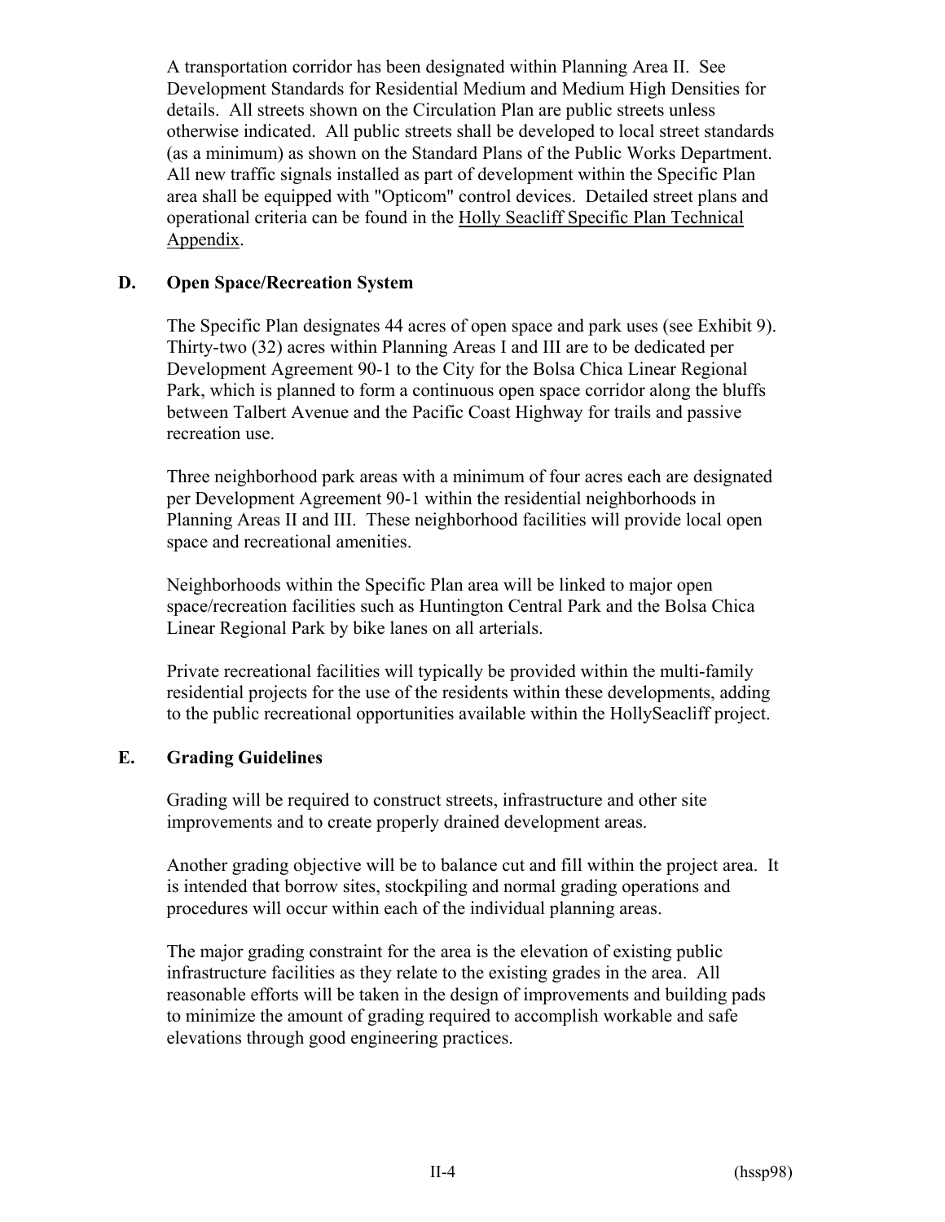A transportation corridor has been designated within Planning Area II. See Development Standards for Residential Medium and Medium High Densities for details. All streets shown on the Circulation Plan are public streets unless otherwise indicated. All public streets shall be developed to local street standards (as a minimum) as shown on the Standard Plans of the Public Works Department. All new traffic signals installed as part of development within the Specific Plan area shall be equipped with "Opticom" control devices. Detailed street plans and operational criteria can be found in the Holly Seacliff Specific Plan Technical Appendix.

## D. Open Space/Recreation System

The Specific Plan designates 44 acres of open space and park uses (see Exhibit 9). Thirty-two (32) acres within Planning Areas I and III are to be dedicated per Development Agreement 90-1 to the City for the Bolsa Chica Linear Regional Park, which is planned to form a continuous open space corridor along the bluffs between Talbert Avenue and the Pacific Coast Highway for trails and passive recreation use.

Three neighborhood park areas with a minimum of four acres each are designated per Development Agreement 90-1 within the residential neighborhoods in Planning Areas II and III. These neighborhood facilities will provide local open space and recreational amenities.

Neighborhoods within the Specific Plan area will be linked to major open space/recreation facilities such as Huntington Central Park and the Bolsa Chica Linear Regional Park by bike lanes on all arterials.

Private recreational facilities will typically be provided within the multi-family residential projects for the use of the residents within these developments, adding to the public recreational opportunities available within the HollySeacliff project.

## E. Grading Guidelines

Grading will be required to construct streets, infrastructure and other site improvements and to create properly drained development areas.

Another grading objective will be to balance cut and fill within the project area. It is intended that borrow sites, stockpiling and normal grading operations and procedures will occur within each of the individual planning areas.

The major grading constraint for the area is the elevation of existing public infrastructure facilities as they relate to the existing grades in the area. All reasonable efforts will be taken in the design of improvements and building pads to minimize the amount of grading required to accomplish workable and safe elevations through good engineering practices.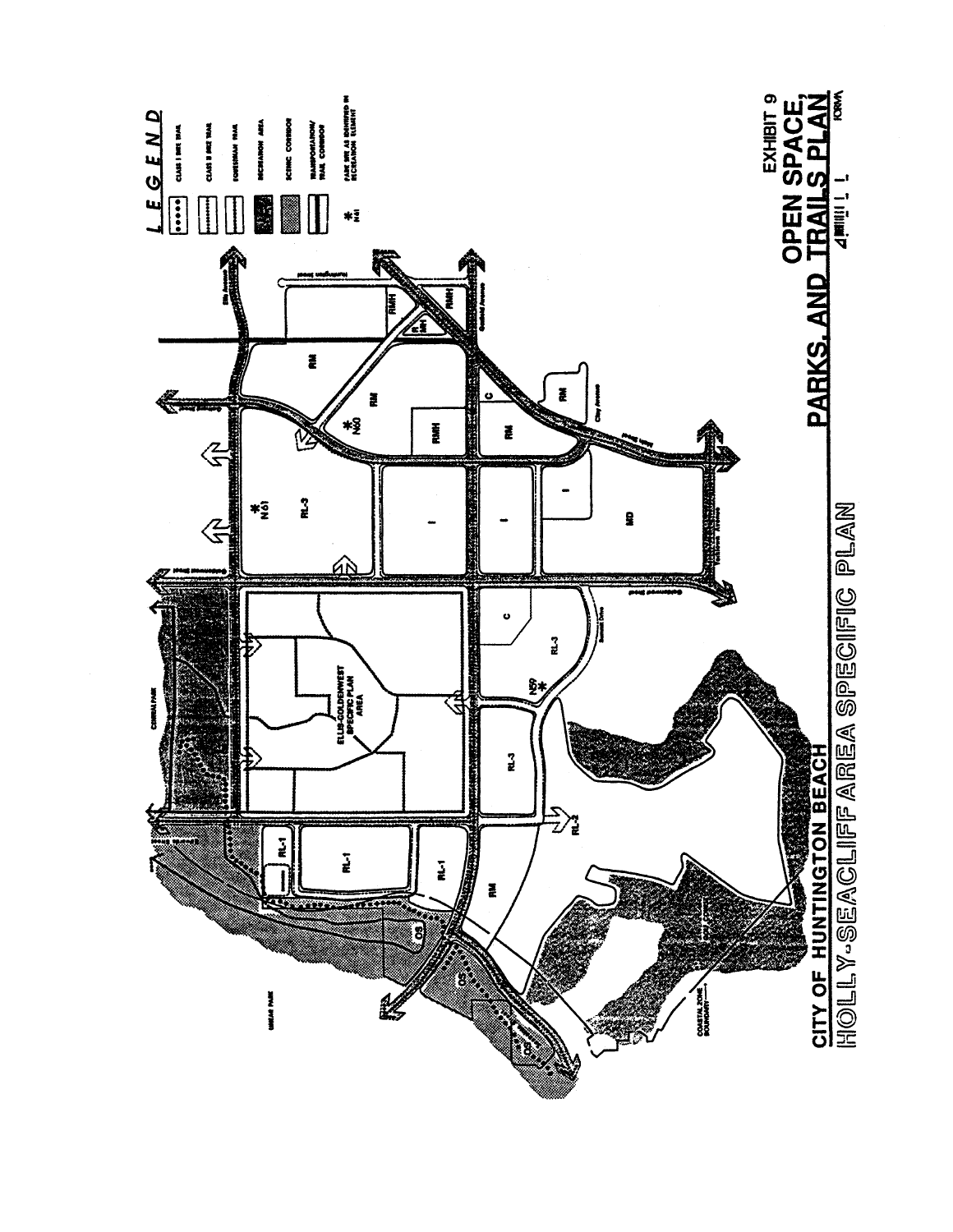CITY OF HUNTINGTON BEACH

HOLLY-SEACLIFF AREA SPECIFIC PLAN

EXHIBIT 9

# OPEN SPACE, PARKS, AND TRAILS PLAN

## LEGEND

- CLASS I BIKE TRAIL
- CLASS II BIKE TRAIL
- EQUESTRIAN TRAIL
- RECREATION AREA
- SCENIC CORRIDOR
- TRANSPORTATION/TRAIL CORRIDOR
- * N61 PARK SITE AS IDENTIFIED IN RECREATION ELEMENT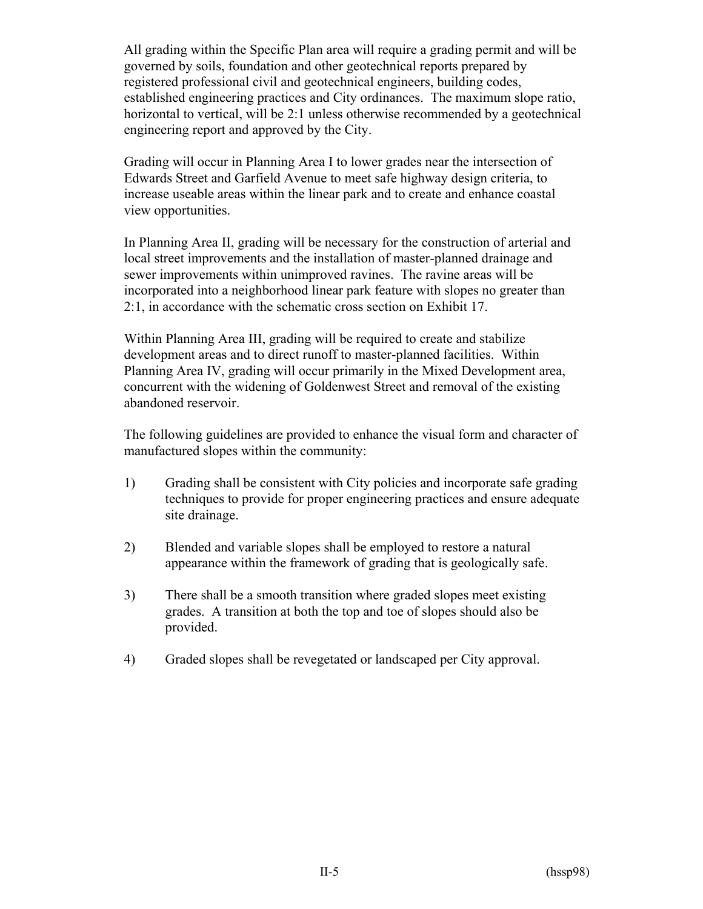All grading within the Specific Plan area will require a grading permit and will be governed by soils, foundation and other geotechnical reports prepared by registered professional civil and geotechnical engineers, building codes, established engineering practices and City ordinances. The maximum slope ratio, horizontal to vertical, will be 2:1 unless otherwise recommended by a geotechnical engineering report and approved by the City.

Grading will occur in Planning Area I to lower grades near the intersection of Edwards Street and Garfield Avenue to meet safe highway design criteria, to increase useable areas within the linear park and to create and enhance coastal view opportunities.

In Planning Area II, grading will be necessary for the construction of arterial and local street improvements and the installation of master-planned drainage and sewer improvements within unimproved ravines. The ravine areas will be incorporated into a neighborhood linear park feature with slopes no greater than 2:1, in accordance with the schematic cross section on Exhibit 17.

Within Planning Area III, grading will be required to create and stabilize development areas and to direct runoff to master-planned facilities. Within Planning Area IV, grading will occur primarily in the Mixed Development area, concurrent with the widening of Goldenwest Street and removal of the existing abandoned reservoir.

The following guidelines are provided to enhance the visual form and character of manufactured slopes within the community:

1) Grading shall be consistent with City policies and incorporate safe grading techniques to provide for proper engineering practices and ensure adequate site drainage.

2) Blended and variable slopes shall be employed to restore a natural appearance within the framework of grading that is geologically safe.

3) There shall be a smooth transition where graded slopes meet existing grades. A transition at both the top and toe of slopes should also be provided.

4) Graded slopes shall be revegetated or landscaped per City approval.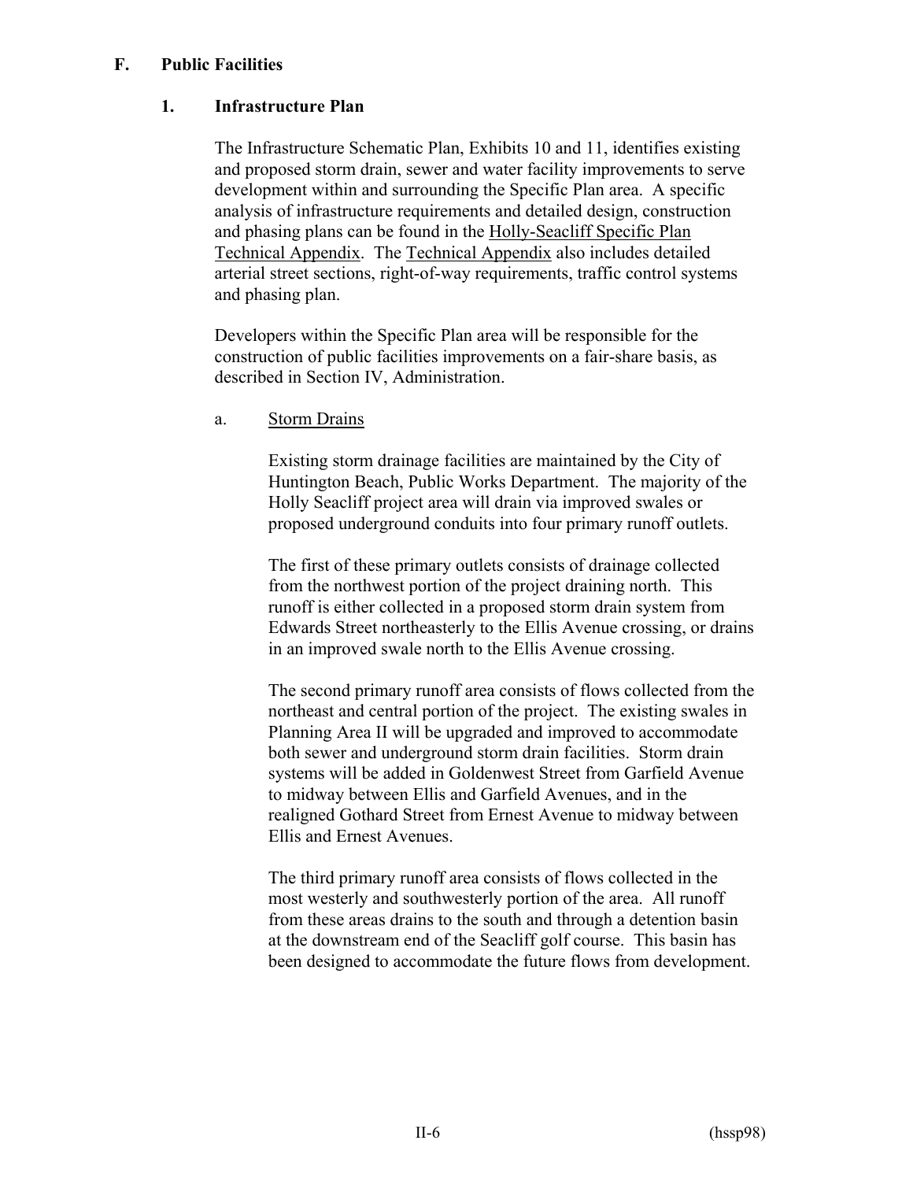## F. Public Facilities

### 1. Infrastructure Plan

The Infrastructure Schematic Plan, Exhibits 10 and 11, identifies existing and proposed storm drain, sewer and water facility improvements to serve development within and surrounding the Specific Plan area. A specific analysis of infrastructure requirements and detailed design, construction and phasing plans can be found in the Holly-Seacliff Specific Plan Technical Appendix. The Technical Appendix also includes detailed arterial street sections, right-of-way requirements, traffic control systems and phasing plan.

Developers within the Specific Plan area will be responsible for the construction of public facilities improvements on a fair-share basis, as described in Section IV, Administration.

#### a. Storm Drains

Existing storm drainage facilities are maintained by the City of Huntington Beach, Public Works Department. The majority of the Holly Seacliff project area will drain via improved swales or proposed underground conduits into four primary runoff outlets.

The first of these primary outlets consists of drainage collected from the northwest portion of the project draining north. This runoff is either collected in a proposed storm drain system from Edwards Street northeasterly to the Ellis Avenue crossing, or drains in an improved swale north to the Ellis Avenue crossing.

The second primary runoff area consists of flows collected from the northeast and central portion of the project. The existing swales in Planning Area II will be upgraded and improved to accommodate both sewer and underground storm drain facilities. Storm drain systems will be added in Goldenwest Street from Garfield Avenue to midway between Ellis and Garfield Avenues, and in the realigned Gothard Street from Ernest Avenue to midway between Ellis and Ernest Avenues.

The third primary runoff area consists of flows collected in the most westerly and southwesterly portion of the area. All runoff from these areas drains to the south and through a detention basin at the downstream end of the Seacliff golf course. This basin has been designed to accommodate the future flows from development.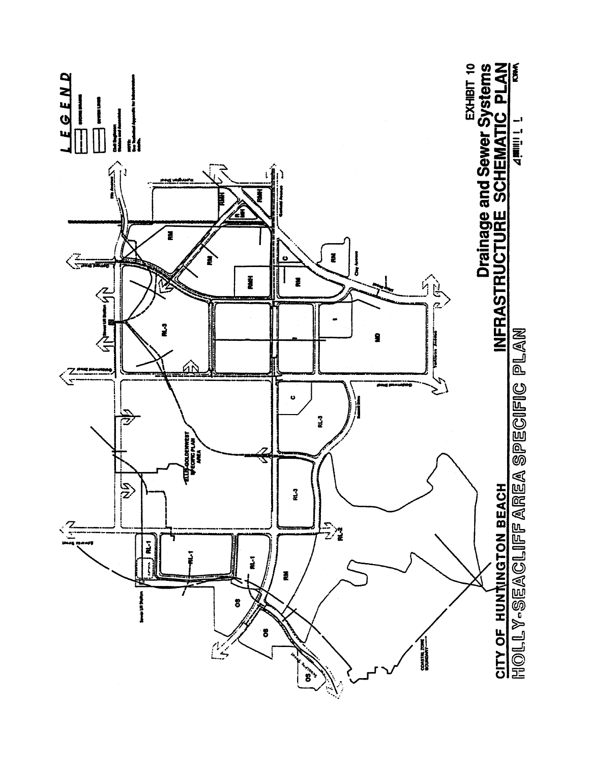## LEGEND

STORM DRAINS

SEWER LINES

Civil Engineer: Walden and Associates

NOTE: See Technical Appendix for Infrastructure details.

EXHIBIT 10

# Drainage and Sewer Systems

# INFRASTRUCTURE SCHEMATIC PLAN

CITY OF HUNTINGTON BEACH

HOLLY-SEACLIFF AREA SPECIFIC PLAN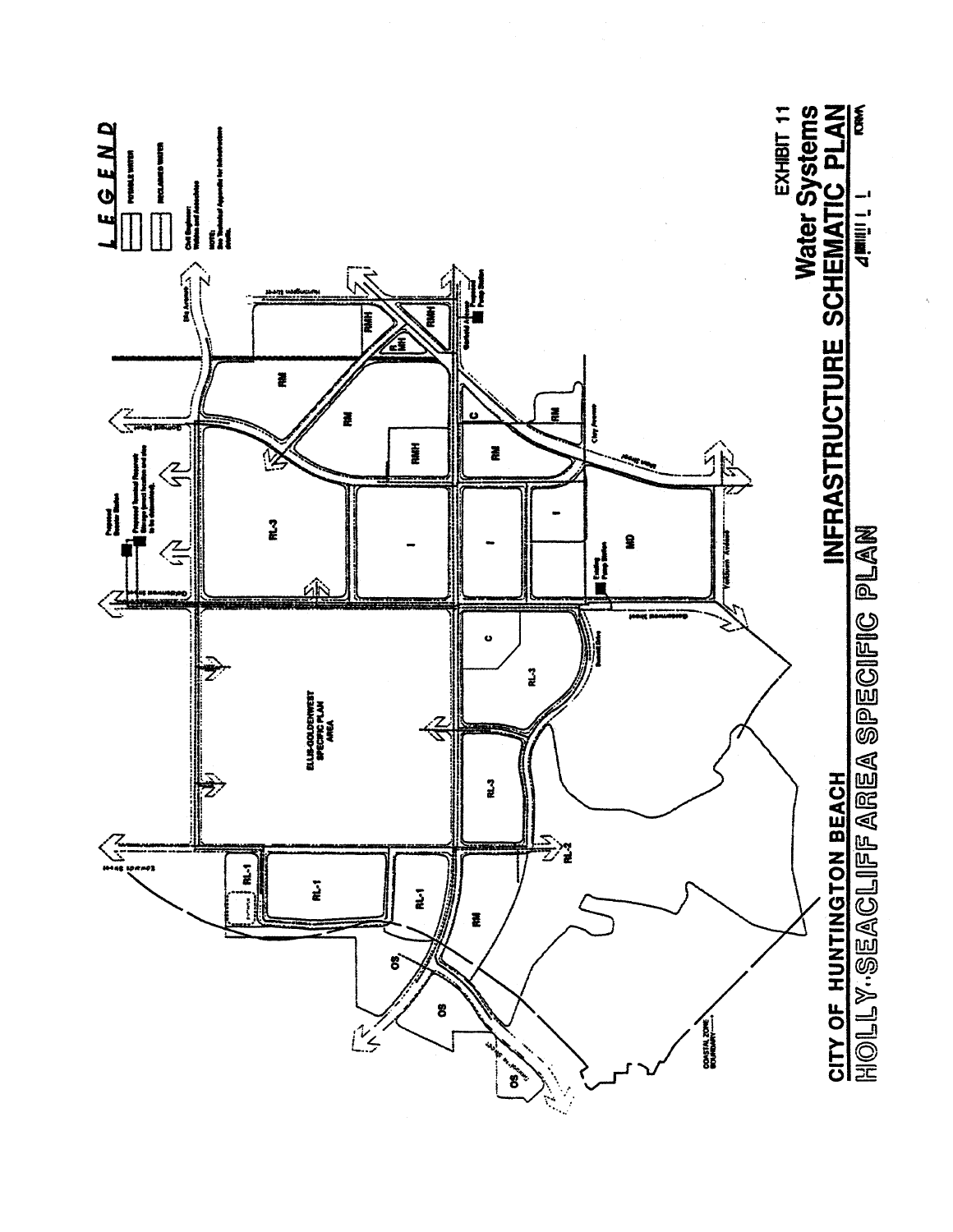## LEGEND

POTABLE WATER

RECLAIMED WATER

Civil Engineer: Willdan and Associates

NOTE: See Technical Appendix for infrastructure details.

RL-1

RL-1

RL-1

RM

OS

OS

OS

RL-2

RL-3

RL-3

C

ELLIS-GOLDENWEST SPECIFIC PLAN AREA

RL-3

I

I

I

MO

RM

RM

RMH

RMH

R MH

RMH

RM

C

RM

RM

Proposed Booster Station

Proposed Seasonal Reclaimed Storage (exact location and size to be determined)

Existing Pump Station

Proposed Pump Station

COASTAL ZONE BOUNDARY

**CITY OF HUNTINGTON BEACH**

**HOLLY-SEACLIFF AREA SPECIFIC PLAN**

**INFRASTRUCTURE SCHEMATIC PLAN**

**Water Systems**

**EXHIBIT 11**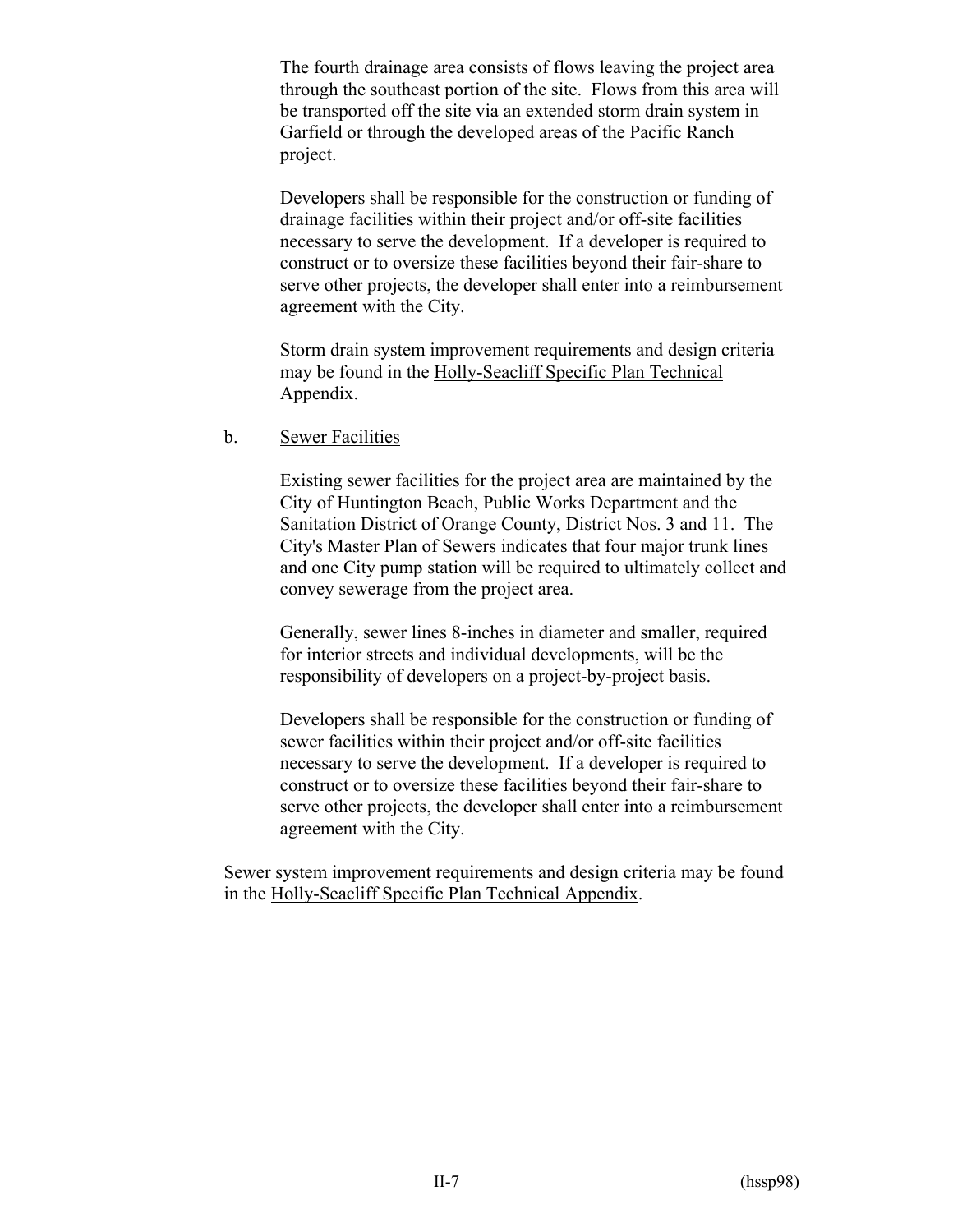The fourth drainage area consists of flows leaving the project area through the southeast portion of the site. Flows from this area will be transported off the site via an extended storm drain system in Garfield or through the developed areas of the Pacific Ranch project.

Developers shall be responsible for the construction or funding of drainage facilities within their project and/or off-site facilities necessary to serve the development. If a developer is required to construct or to oversize these facilities beyond their fair-share to serve other projects, the developer shall enter into a reimbursement agreement with the City.

Storm drain system improvement requirements and design criteria may be found in the Holly-Seacliff Specific Plan Technical Appendix.

b. Sewer Facilities

Existing sewer facilities for the project area are maintained by the City of Huntington Beach, Public Works Department and the Sanitation District of Orange County, District Nos. 3 and 11. The City's Master Plan of Sewers indicates that four major trunk lines and one City pump station will be required to ultimately collect and convey sewerage from the project area.

Generally, sewer lines 8-inches in diameter and smaller, required for interior streets and individual developments, will be the responsibility of developers on a project-by-project basis.

Developers shall be responsible for the construction or funding of sewer facilities within their project and/or off-site facilities necessary to serve the development. If a developer is required to construct or to oversize these facilities beyond their fair-share to serve other projects, the developer shall enter into a reimbursement agreement with the City.

Sewer system improvement requirements and design criteria may be found in the Holly-Seacliff Specific Plan Technical Appendix.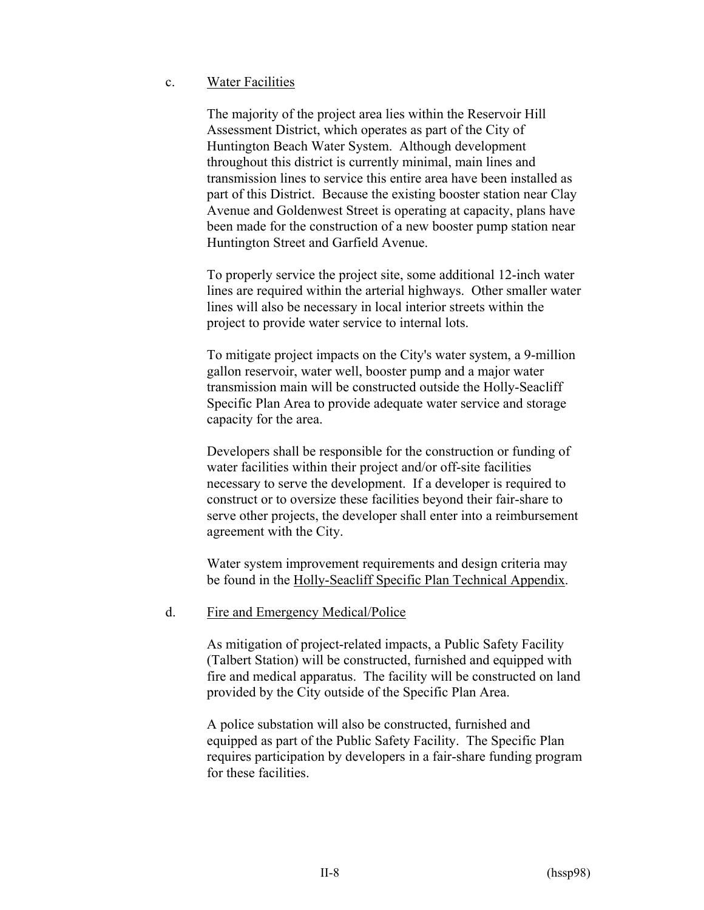c. Water Facilities

The majority of the project area lies within the Reservoir Hill Assessment District, which operates as part of the City of Huntington Beach Water System. Although development throughout this district is currently minimal, main lines and transmission lines to service this entire area have been installed as part of this District. Because the existing booster station near Clay Avenue and Goldenwest Street is operating at capacity, plans have been made for the construction of a new booster pump station near Huntington Street and Garfield Avenue.

To properly service the project site, some additional 12-inch water lines are required within the arterial highways. Other smaller water lines will also be necessary in local interior streets within the project to provide water service to internal lots.

To mitigate project impacts on the City's water system, a 9-million gallon reservoir, water well, booster pump and a major water transmission main will be constructed outside the Holly-Seacliff Specific Plan Area to provide adequate water service and storage capacity for the area.

Developers shall be responsible for the construction or funding of water facilities within their project and/or off-site facilities necessary to serve the development. If a developer is required to construct or to oversize these facilities beyond their fair-share to serve other projects, the developer shall enter into a reimbursement agreement with the City.

Water system improvement requirements and design criteria may be found in the Holly-Seacliff Specific Plan Technical Appendix.

d. Fire and Emergency Medical/Police

As mitigation of project-related impacts, a Public Safety Facility (Talbert Station) will be constructed, furnished and equipped with fire and medical apparatus. The facility will be constructed on land provided by the City outside of the Specific Plan Area.

A police substation will also be constructed, furnished and equipped as part of the Public Safety Facility. The Specific Plan requires participation by developers in a fair-share funding program for these facilities.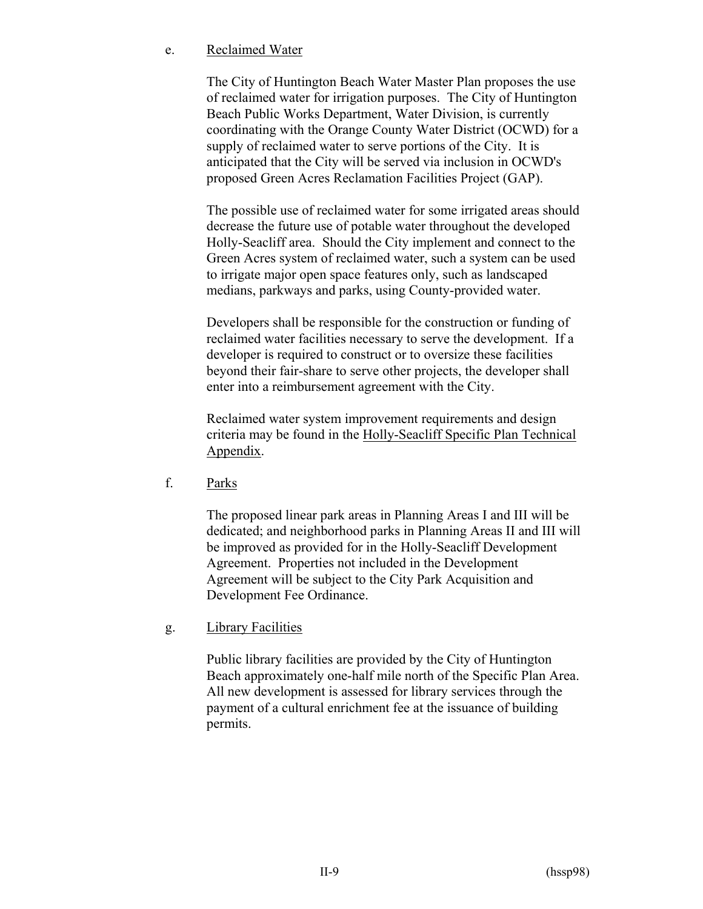e. Reclaimed Water

The City of Huntington Beach Water Master Plan proposes the use of reclaimed water for irrigation purposes. The City of Huntington Beach Public Works Department, Water Division, is currently coordinating with the Orange County Water District (OCWD) for a supply of reclaimed water to serve portions of the City. It is anticipated that the City will be served via inclusion in OCWD's proposed Green Acres Reclamation Facilities Project (GAP).

The possible use of reclaimed water for some irrigated areas should decrease the future use of potable water throughout the developed Holly-Seacliff area. Should the City implement and connect to the Green Acres system of reclaimed water, such a system can be used to irrigate major open space features only, such as landscaped medians, parkways and parks, using County-provided water.

Developers shall be responsible for the construction or funding of reclaimed water facilities necessary to serve the development. If a developer is required to construct or to oversize these facilities beyond their fair-share to serve other projects, the developer shall enter into a reimbursement agreement with the City.

Reclaimed water system improvement requirements and design criteria may be found in the Holly-Seacliff Specific Plan Technical Appendix.

f. Parks

The proposed linear park areas in Planning Areas I and III will be dedicated; and neighborhood parks in Planning Areas II and III will be improved as provided for in the Holly-Seacliff Development Agreement. Properties not included in the Development Agreement will be subject to the City Park Acquisition and Development Fee Ordinance.

g. Library Facilities

Public library facilities are provided by the City of Huntington Beach approximately one-half mile north of the Specific Plan Area. All new development is assessed for library services through the payment of a cultural enrichment fee at the issuance of building permits.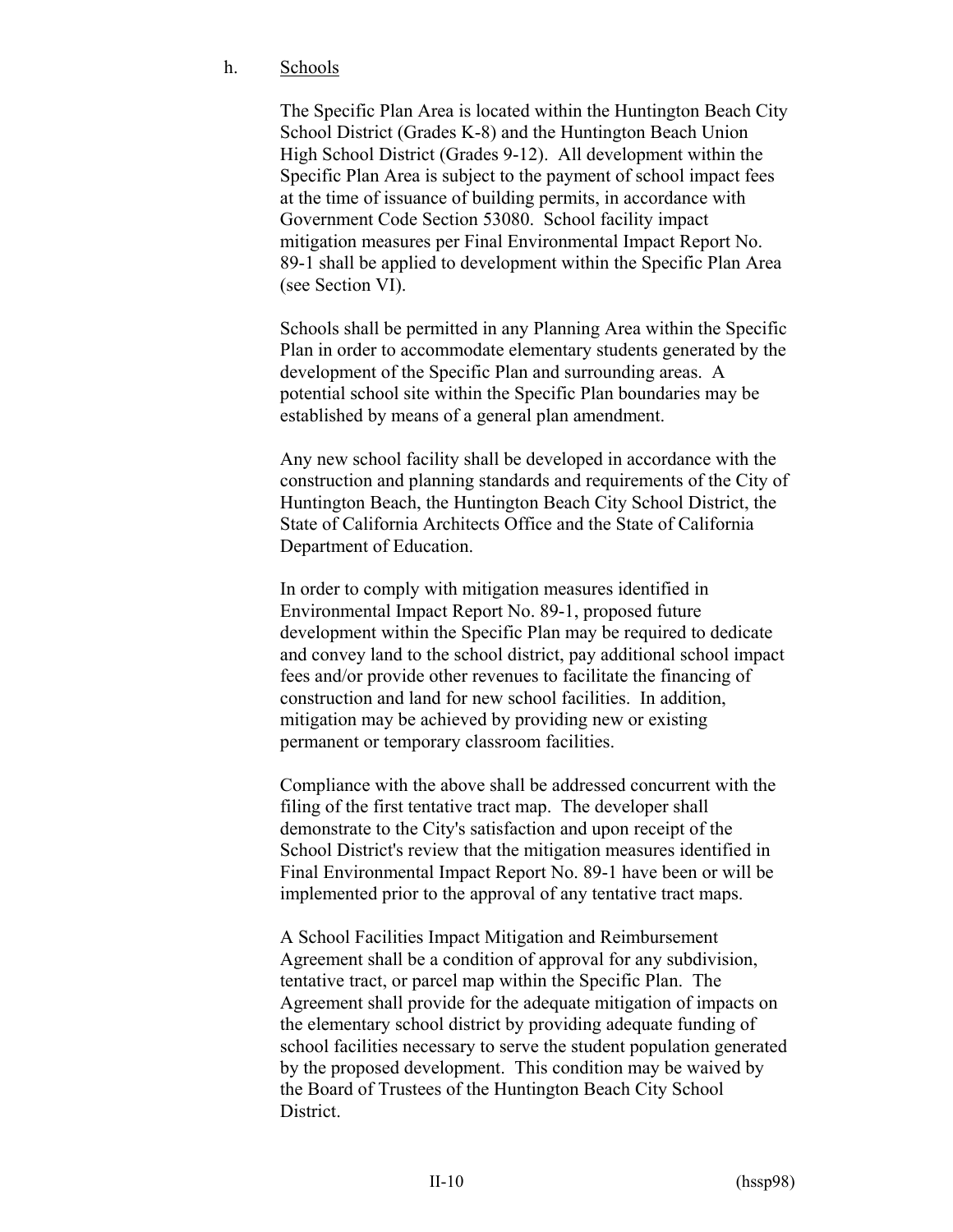h. <u>Schools</u>

The Specific Plan Area is located within the Huntington Beach City School District (Grades K-8) and the Huntington Beach Union High School District (Grades 9-12). All development within the Specific Plan Area is subject to the payment of school impact fees at the time of issuance of building permits, in accordance with Government Code Section 53080. School facility impact mitigation measures per Final Environmental Impact Report No. 89-1 shall be applied to development within the Specific Plan Area (see Section VI).

Schools shall be permitted in any Planning Area within the Specific Plan in order to accommodate elementary students generated by the development of the Specific Plan and surrounding areas. A potential school site within the Specific Plan boundaries may be established by means of a general plan amendment.

Any new school facility shall be developed in accordance with the construction and planning standards and requirements of the City of Huntington Beach, the Huntington Beach City School District, the State of California Architects Office and the State of California Department of Education.

In order to comply with mitigation measures identified in Environmental Impact Report No. 89-1, proposed future development within the Specific Plan may be required to dedicate and convey land to the school district, pay additional school impact fees and/or provide other revenues to facilitate the financing of construction and land for new school facilities. In addition, mitigation may be achieved by providing new or existing permanent or temporary classroom facilities.

Compliance with the above shall be addressed concurrent with the filing of the first tentative tract map. The developer shall demonstrate to the City's satisfaction and upon receipt of the School District's review that the mitigation measures identified in Final Environmental Impact Report No. 89-1 have been or will be implemented prior to the approval of any tentative tract maps.

A School Facilities Impact Mitigation and Reimbursement Agreement shall be a condition of approval for any subdivision, tentative tract, or parcel map within the Specific Plan. The Agreement shall provide for the adequate mitigation of impacts on the elementary school district by providing adequate funding of school facilities necessary to serve the student population generated by the proposed development. This condition may be waived by the Board of Trustees of the Huntington Beach City School District.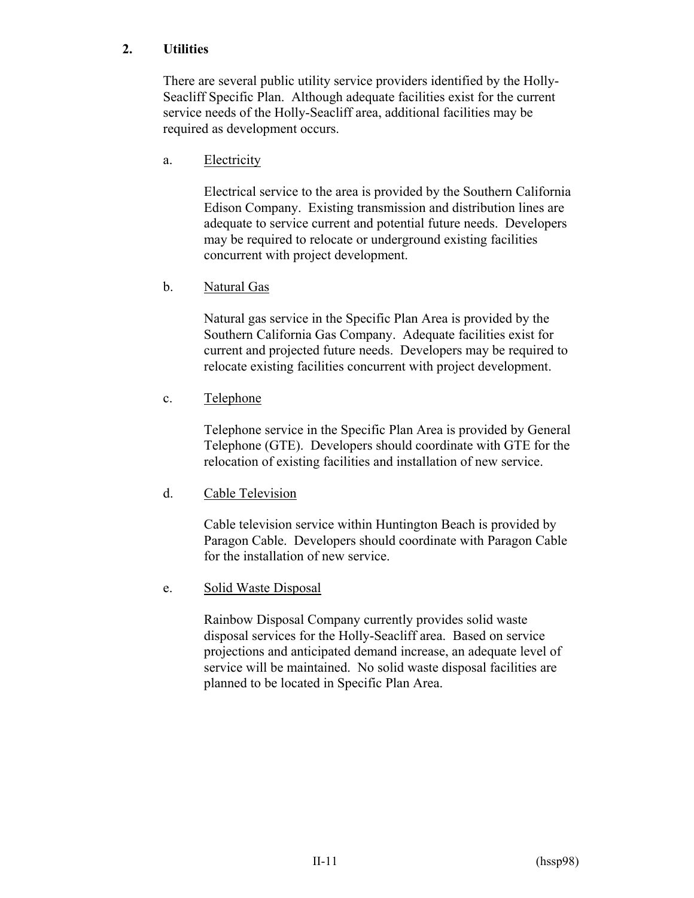## 2. Utilities

There are several public utility service providers identified by the Holly-Seacliff Specific Plan. Although adequate facilities exist for the current service needs of the Holly-Seacliff area, additional facilities may be required as development occurs.

### a. Electricity

Electrical service to the area is provided by the Southern California Edison Company. Existing transmission and distribution lines are adequate to service current and potential future needs. Developers may be required to relocate or underground existing facilities concurrent with project development.

### b. Natural Gas

Natural gas service in the Specific Plan Area is provided by the Southern California Gas Company. Adequate facilities exist for current and projected future needs. Developers may be required to relocate existing facilities concurrent with project development.

### c. Telephone

Telephone service in the Specific Plan Area is provided by General Telephone (GTE). Developers should coordinate with GTE for the relocation of existing facilities and installation of new service.

### d. Cable Television

Cable television service within Huntington Beach is provided by Paragon Cable. Developers should coordinate with Paragon Cable for the installation of new service.

### e. Solid Waste Disposal

Rainbow Disposal Company currently provides solid waste disposal services for the Holly-Seacliff area. Based on service projections and anticipated demand increase, an adequate level of service will be maintained. No solid waste disposal facilities are planned to be located in Specific Plan Area.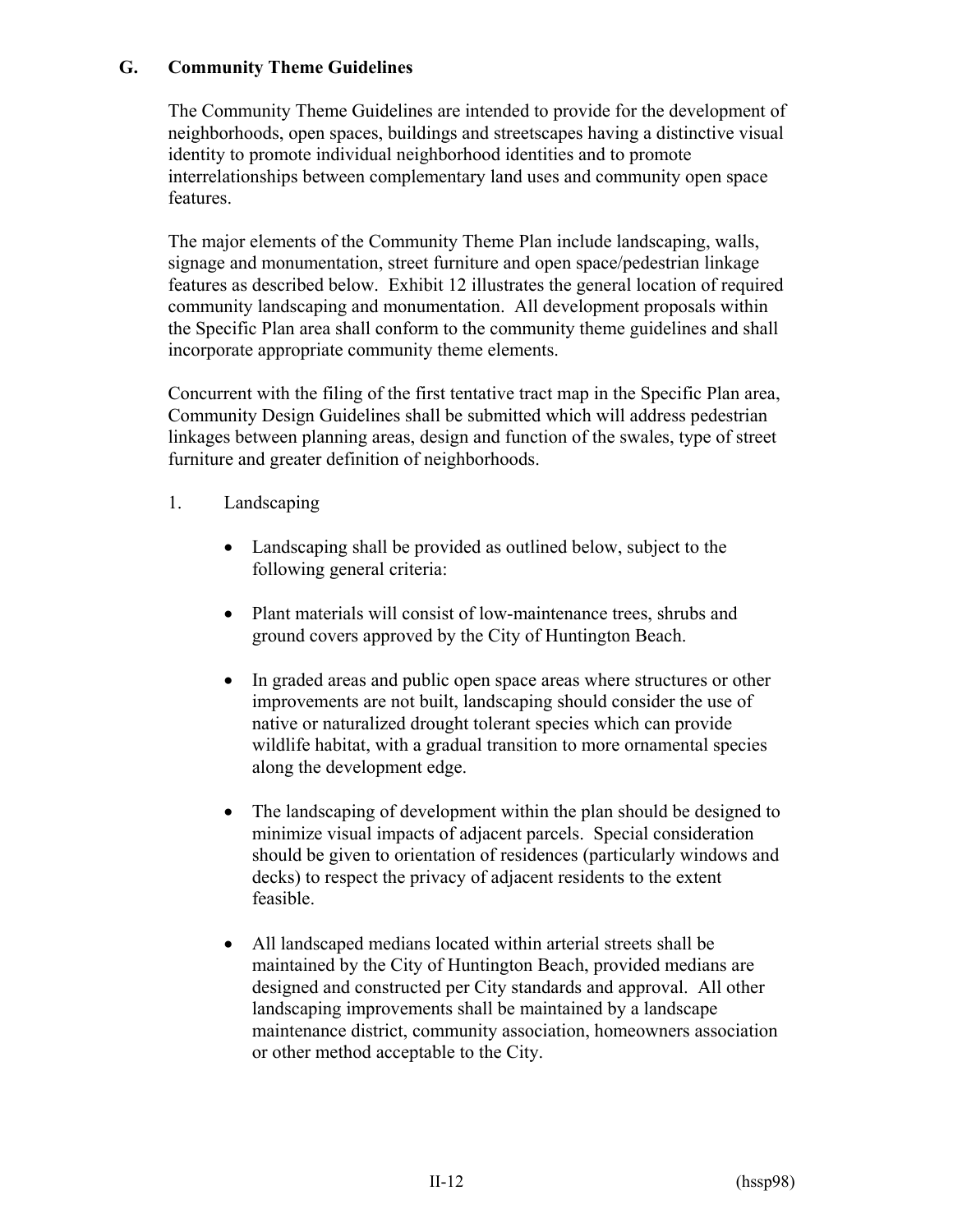## G. Community Theme Guidelines

The Community Theme Guidelines are intended to provide for the development of neighborhoods, open spaces, buildings and streetscapes having a distinctive visual identity to promote individual neighborhood identities and to promote interrelationships between complementary land uses and community open space features.

The major elements of the Community Theme Plan include landscaping, walls, signage and monumentation, street furniture and open space/pedestrian linkage features as described below. Exhibit 12 illustrates the general location of required community landscaping and monumentation. All development proposals within the Specific Plan area shall conform to the community theme guidelines and shall incorporate appropriate community theme elements.

Concurrent with the filing of the first tentative tract map in the Specific Plan area, Community Design Guidelines shall be submitted which will address pedestrian linkages between planning areas, design and function of the swales, type of street furniture and greater definition of neighborhoods.

1. Landscaping

   - Landscaping shall be provided as outlined below, subject to the following general criteria:

   - Plant materials will consist of low-maintenance trees, shrubs and ground covers approved by the City of Huntington Beach.

   - In graded areas and public open space areas where structures or other improvements are not built, landscaping should consider the use of native or naturalized drought tolerant species which can provide wildlife habitat, with a gradual transition to more ornamental species along the development edge.

   - The landscaping of development within the plan should be designed to minimize visual impacts of adjacent parcels. Special consideration should be given to orientation of residences (particularly windows and decks) to respect the privacy of adjacent residents to the extent feasible.

   - All landscaped medians located within arterial streets shall be maintained by the City of Huntington Beach, provided medians are designed and constructed per City standards and approval. All other landscaping improvements shall be maintained by a landscape maintenance district, community association, homeowners association or other method acceptable to the City.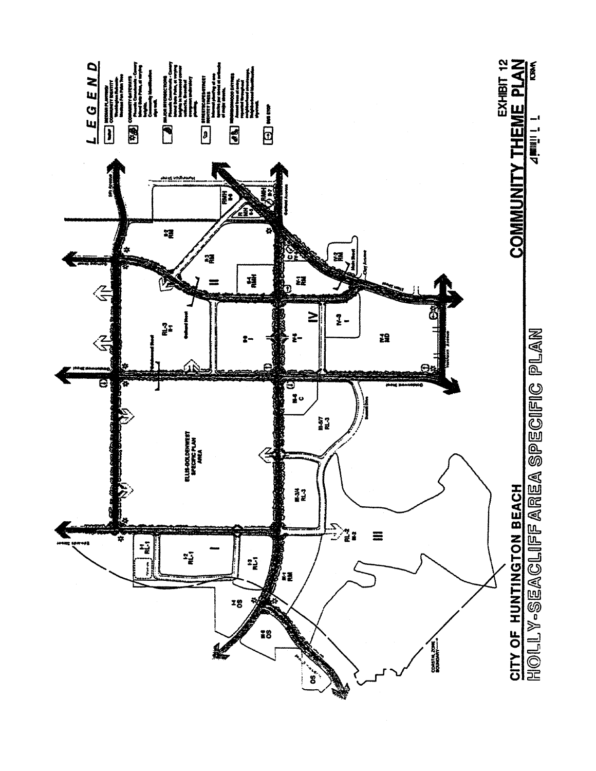# CITY OF HUNTINGTON BEACH

## HOLLY-SEACLIFF AREA SPECIFIC PLAN

## EXHIBIT 12

## COMMUNITY THEME PLAN

### LEGEND

- MEDIAN PLANTING COMMUNITY IDENTITY
- COMMUNITY GATEWAYS
- MAJOR INTERSECTIONS
- STREETSCAPE/STREET IDENTITY TREES
- NEIGHBORHOOD ENTRIES
- BUS STOP

ELLIS-GOLDENWEST SPECIFIC PLAN AREA

COASTAL ZONE BOUNDARY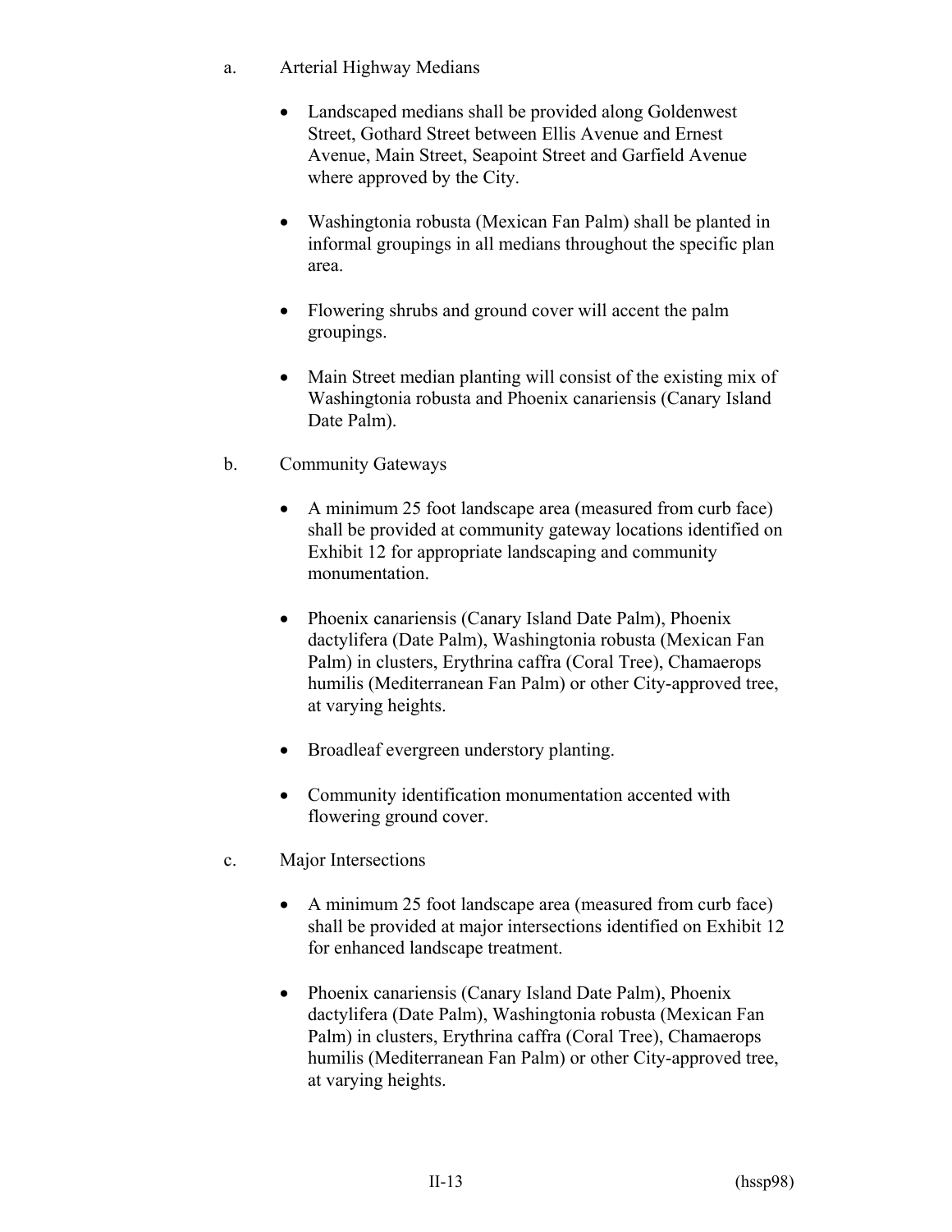a. Arterial Highway Medians

- Landscaped medians shall be provided along Goldenwest Street, Gothard Street between Ellis Avenue and Ernest Avenue, Main Street, Seapoint Street and Garfield Avenue where approved by the City.

- Washingtonia robusta (Mexican Fan Palm) shall be planted in informal groupings in all medians throughout the specific plan area.

- Flowering shrubs and ground cover will accent the palm groupings.

- Main Street median planting will consist of the existing mix of Washingtonia robusta and Phoenix canariensis (Canary Island Date Palm).

b. Community Gateways

- A minimum 25 foot landscape area (measured from curb face) shall be provided at community gateway locations identified on Exhibit 12 for appropriate landscaping and community monumentation.

- Phoenix canariensis (Canary Island Date Palm), Phoenix dactylifera (Date Palm), Washingtonia robusta (Mexican Fan Palm) in clusters, Erythrina caffra (Coral Tree), Chamaerops humilis (Mediterranean Fan Palm) or other City-approved tree, at varying heights.

- Broadleaf evergreen understory planting.

- Community identification monumentation accented with flowering ground cover.

c. Major Intersections

- A minimum 25 foot landscape area (measured from curb face) shall be provided at major intersections identified on Exhibit 12 for enhanced landscape treatment.

- Phoenix canariensis (Canary Island Date Palm), Phoenix dactylifera (Date Palm), Washingtonia robusta (Mexican Fan Palm) in clusters, Erythrina caffra (Coral Tree), Chamaerops humilis (Mediterranean Fan Palm) or other City-approved tree, at varying heights.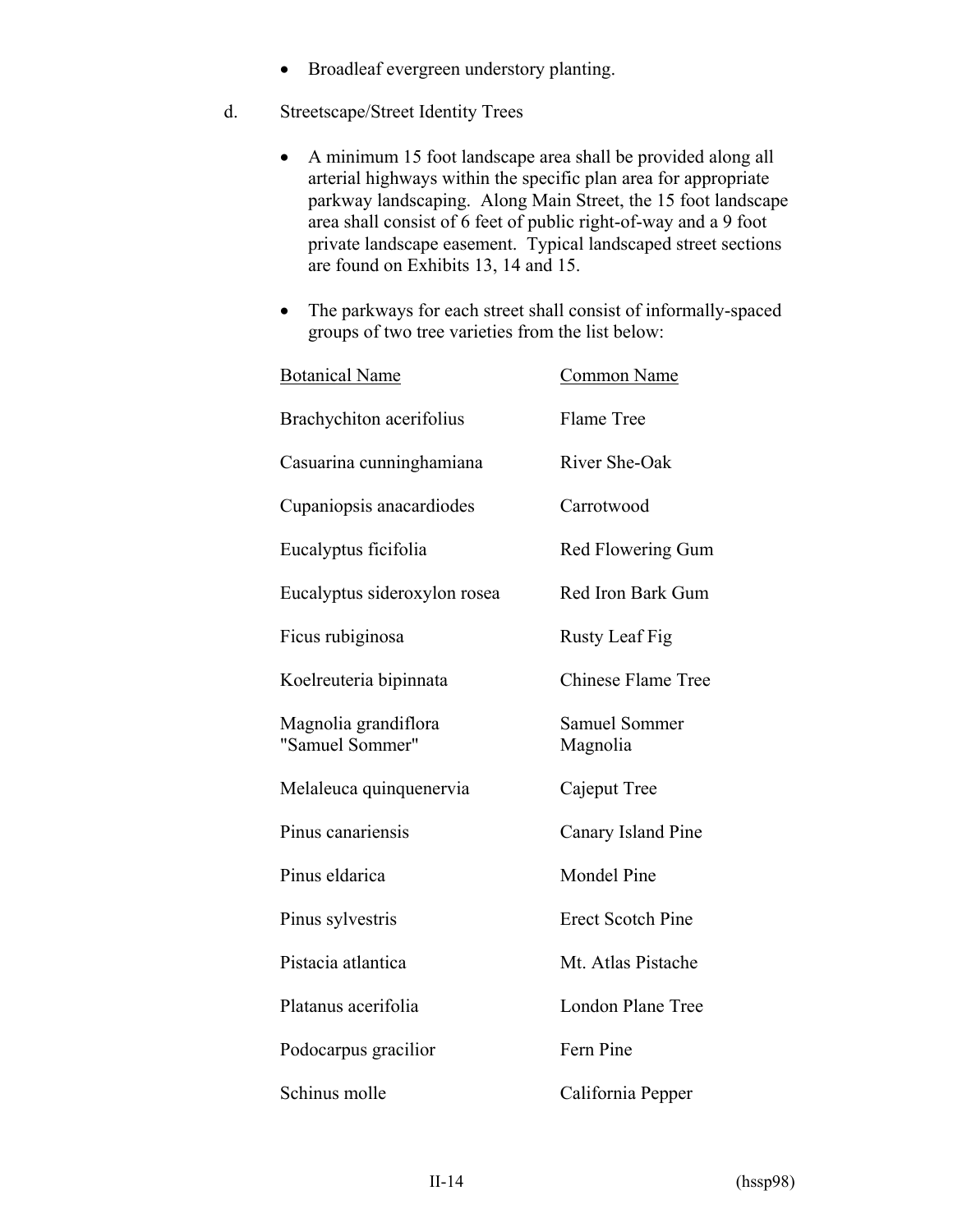- Broadleaf evergreen understory planting.

d. Streetscape/Street Identity Trees

- A minimum 15 foot landscape area shall be provided along all arterial highways within the specific plan area for appropriate parkway landscaping. Along Main Street, the 15 foot landscape area shall consist of 6 feet of public right-of-way and a 9 foot private landscape easement. Typical landscaped street sections are found on Exhibits 13, 14 and 15.

- The parkways for each street shall consist of informally-spaced groups of two tree varieties from the list below:

| Botanical Name | Common Name |
|---|---|
| Brachychiton acerifolius | Flame Tree |
| Casuarina cunninghamiana | River She-Oak |
| Cupaniopsis anacardiodes | Carrotwood |
| Eucalyptus ficifolia | Red Flowering Gum |
| Eucalyptus sideroxylon rosea | Red Iron Bark Gum |
| Ficus rubiginosa | Rusty Leaf Fig |
| Koelreuteria bipinnata | Chinese Flame Tree |
| Magnolia grandiflora "Samuel Sommer" | Samuel Sommer Magnolia |
| Melaleuca quinquenervia | Cajeput Tree |
| Pinus canariensis | Canary Island Pine |
| Pinus eldarica | Mondel Pine |
| Pinus sylvestris | Erect Scotch Pine |
| Pistacia atlantica | Mt. Atlas Pistache |
| Platanus acerifolia | London Plane Tree |
| Podocarpus gracilior | Fern Pine |
| Schinus molle | California Pepper |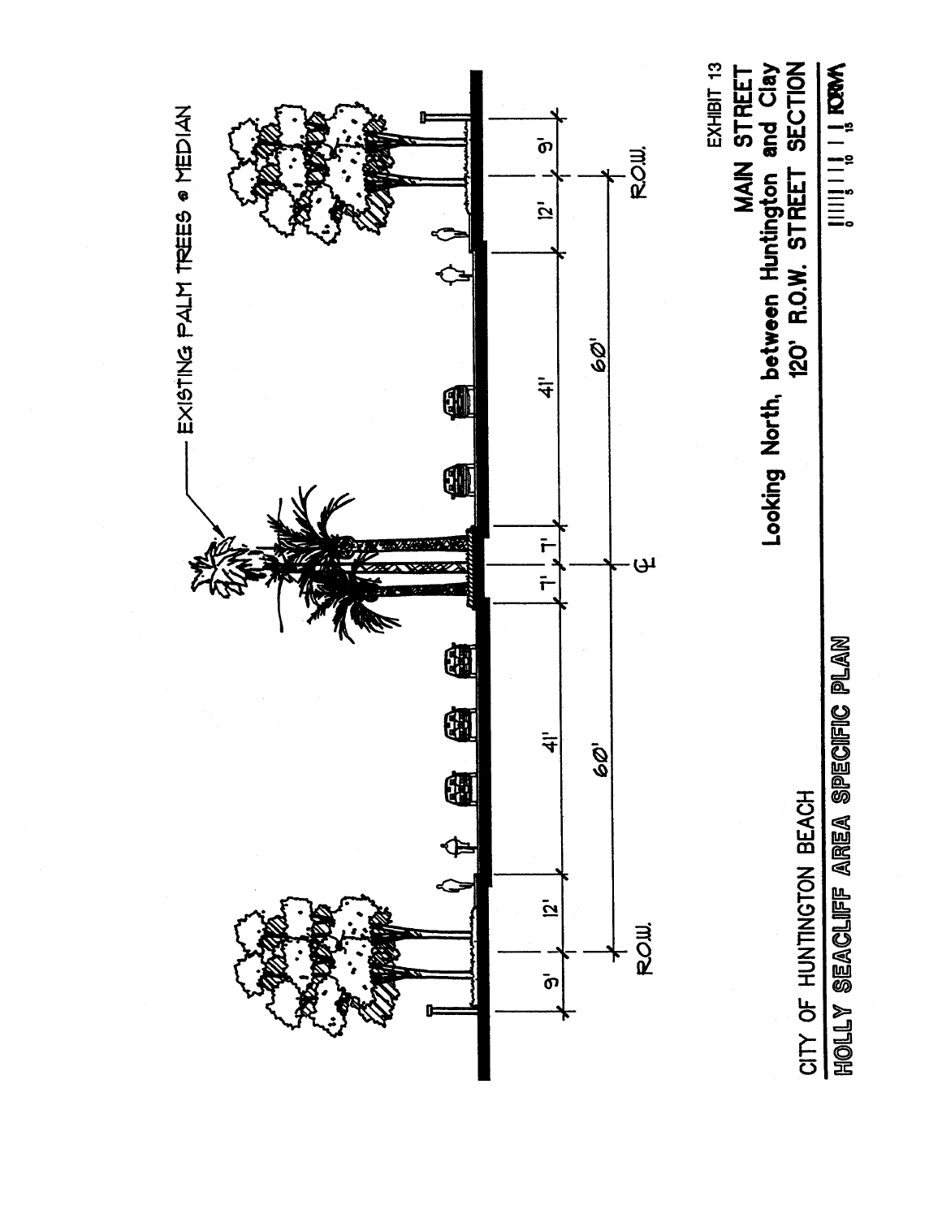EXISTING PALM TREES @ MEDIAN

9' | 12' | 41' | 7' | 7' | 41' | 12' | 9'

R.O.W. | 60' | ℄ | 60' | R.O.W.

CITY OF HUNTINGTON BEACH

HOLLY SEACLIFF AREA SPECIFIC PLAN

EXHIBIT 13

**MAIN STREET**

**Looking North, between Huntington and Clay**

**120' R.O.W. STREET SECTION**

0 5 10 15

FORMA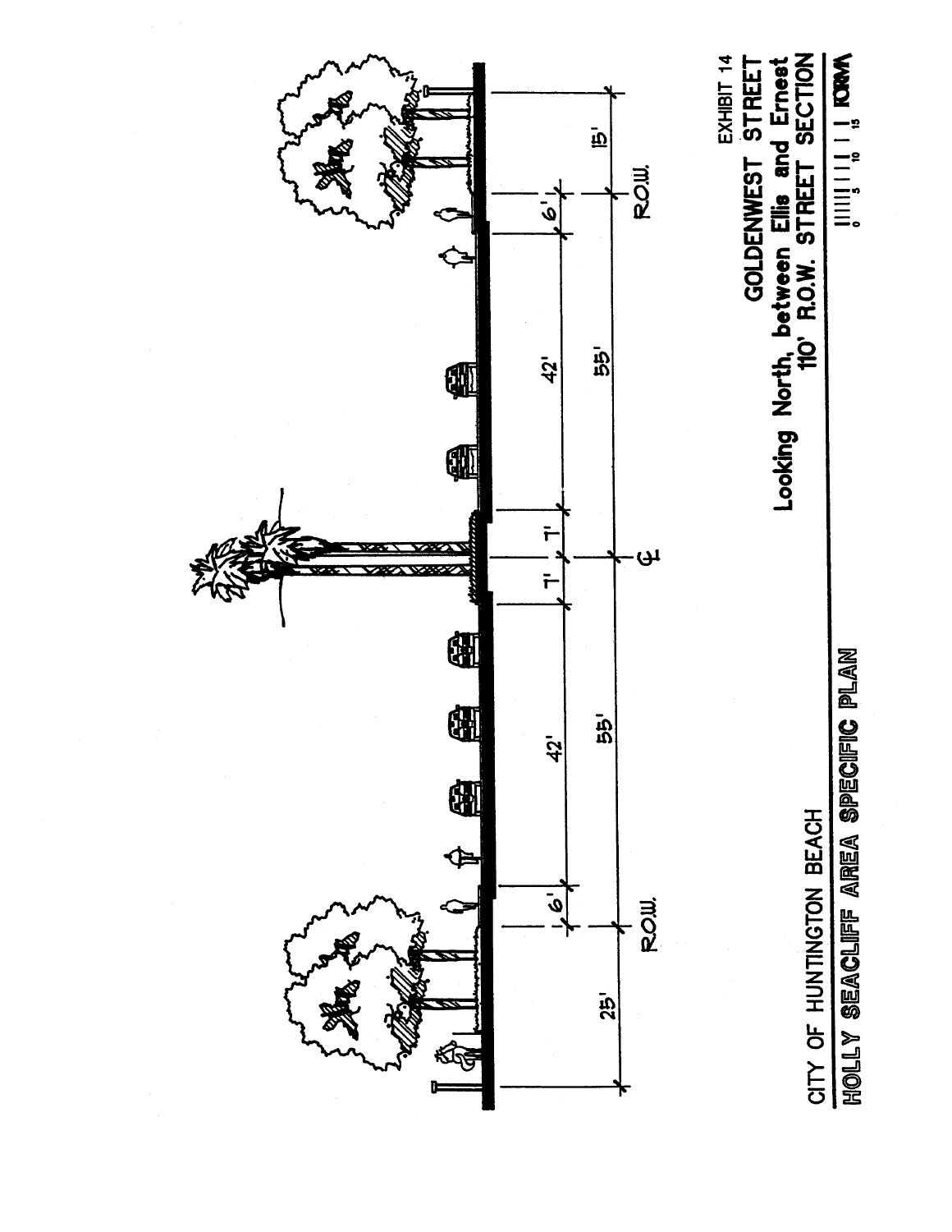EXHIBIT 14

# GOLDENWEST STREET

Looking North, between Ellis and Ernest

110' R.O.W. STREET SECTION

25' | 6' | 42' | 7' | 7' | 42' | 6' | 15'

R.O.W. | 55' | ℄ | 55' | R.O.W.

0 5 10 15

CITY OF HUNTINGTON BEACH

HOLLY SEACLIFF AREA SPECIFIC PLAN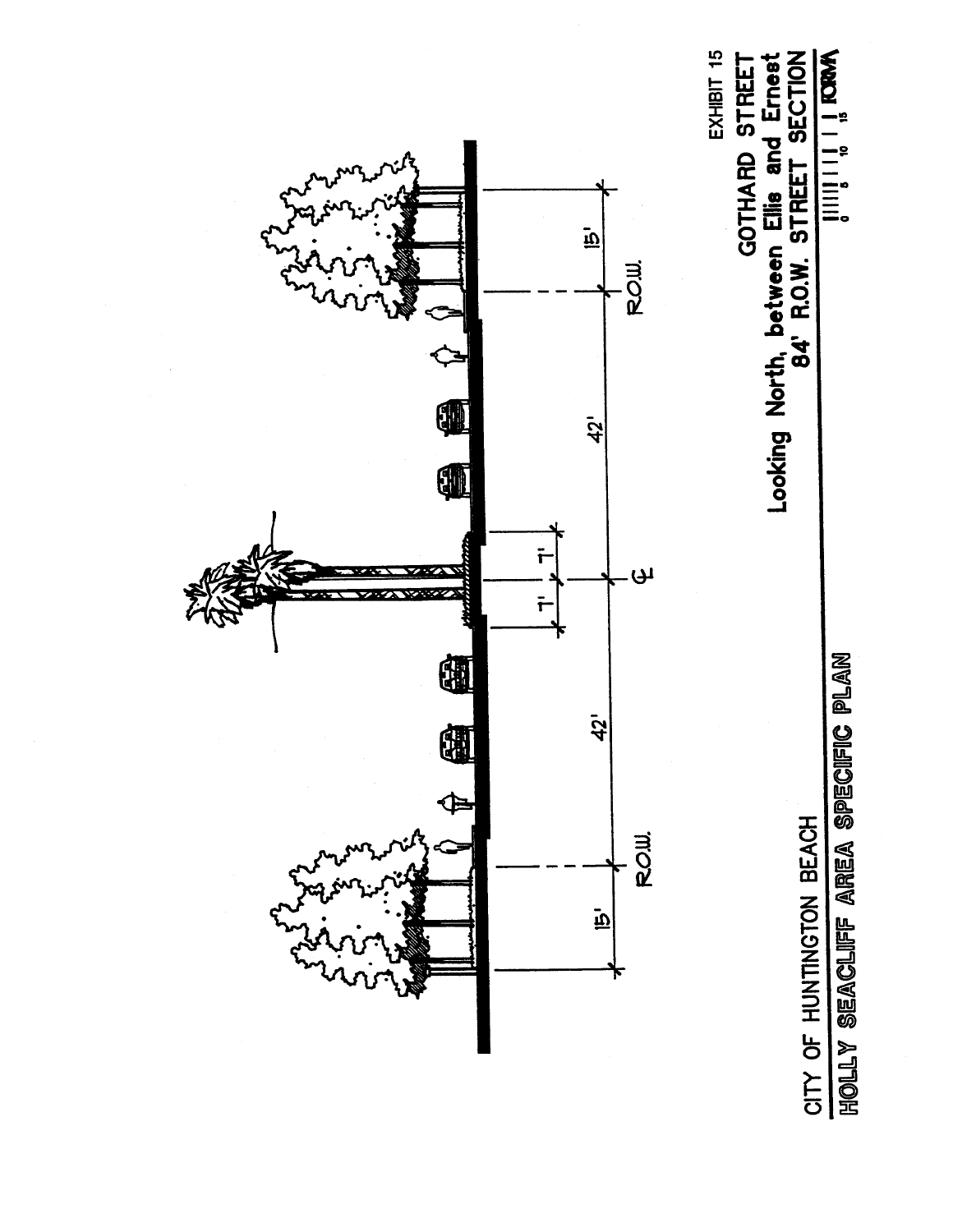EXHIBIT 15

# GOTHARD STREET

Looking North, between Ellis and Ernest

## 84' R.O.W. STREET SECTION

15' | R.O.W. | 42' | 1' | 1' | ℄ | 42' | R.O.W. | 15'

0 5 10 15

FORMA

CITY OF HUNTINGTON BEACH

HOLLY SEACLIFF AREA SPECIFIC PLAN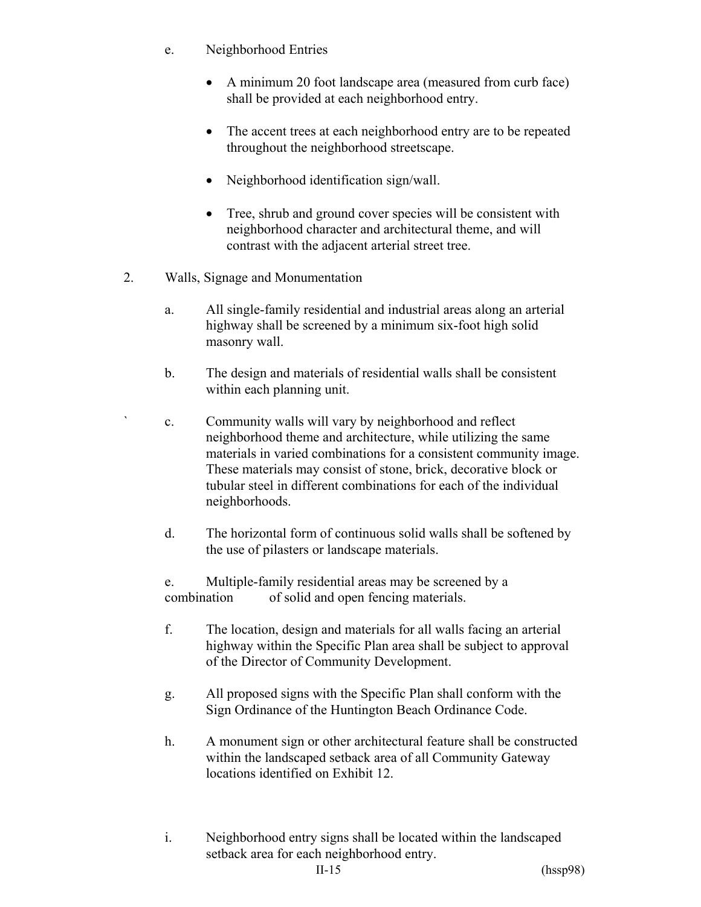e. Neighborhood Entries

- A minimum 20 foot landscape area (measured from curb face) shall be provided at each neighborhood entry.
- The accent trees at each neighborhood entry are to be repeated throughout the neighborhood streetscape.
- Neighborhood identification sign/wall.
- Tree, shrub and ground cover species will be consistent with neighborhood character and architectural theme, and will contrast with the adjacent arterial street tree.

2. Walls, Signage and Monumentation

a. All single-family residential and industrial areas along an arterial highway shall be screened by a minimum six-foot high solid masonry wall.

b. The design and materials of residential walls shall be consistent within each planning unit.

c. Community walls will vary by neighborhood and reflect neighborhood theme and architecture, while utilizing the same materials in varied combinations for a consistent community image. These materials may consist of stone, brick, decorative block or tubular steel in different combinations for each of the individual neighborhoods.

d. The horizontal form of continuous solid walls shall be softened by the use of pilasters or landscape materials.

e. Multiple-family residential areas may be screened by a combination of solid and open fencing materials.

f. The location, design and materials for all walls facing an arterial highway within the Specific Plan area shall be subject to approval of the Director of Community Development.

g. All proposed signs with the Specific Plan shall conform with the Sign Ordinance of the Huntington Beach Ordinance Code.

h. A monument sign or other architectural feature shall be constructed within the landscaped setback area of all Community Gateway locations identified on Exhibit 12.

i. Neighborhood entry signs shall be located within the landscaped setback area for each neighborhood entry.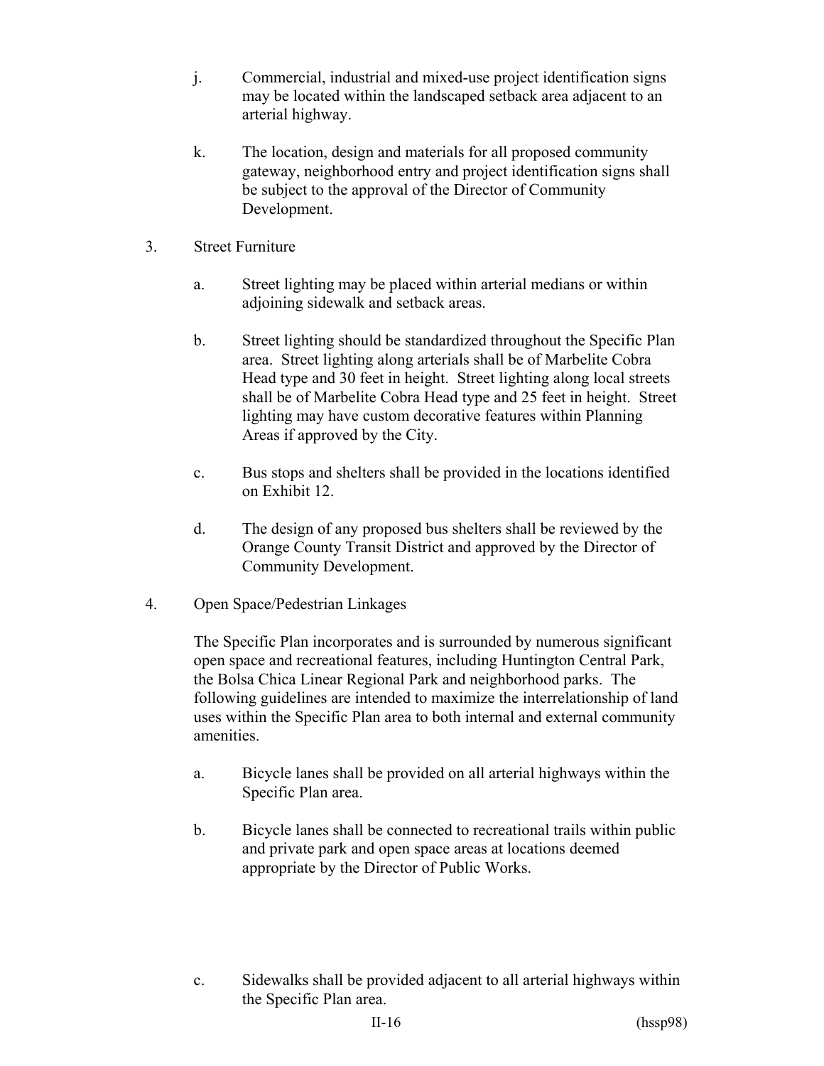j. Commercial, industrial and mixed-use project identification signs may be located within the landscaped setback area adjacent to an arterial highway.

k. The location, design and materials for all proposed community gateway, neighborhood entry and project identification signs shall be subject to the approval of the Director of Community Development.

3. Street Furniture

   a. Street lighting may be placed within arterial medians or within adjoining sidewalk and setback areas.

   b. Street lighting should be standardized throughout the Specific Plan area. Street lighting along arterials shall be of Marbelite Cobra Head type and 30 feet in height. Street lighting along local streets shall be of Marbelite Cobra Head type and 25 feet in height. Street lighting may have custom decorative features within Planning Areas if approved by the City.

   c. Bus stops and shelters shall be provided in the locations identified on Exhibit 12.

   d. The design of any proposed bus shelters shall be reviewed by the Orange County Transit District and approved by the Director of Community Development.

4. Open Space/Pedestrian Linkages

   The Specific Plan incorporates and is surrounded by numerous significant open space and recreational features, including Huntington Central Park, the Bolsa Chica Linear Regional Park and neighborhood parks. The following guidelines are intended to maximize the interrelationship of land uses within the Specific Plan area to both internal and external community amenities.

   a. Bicycle lanes shall be provided on all arterial highways within the Specific Plan area.

   b. Bicycle lanes shall be connected to recreational trails within public and private park and open space areas at locations deemed appropriate by the Director of Public Works.

   c. Sidewalks shall be provided adjacent to all arterial highways within the Specific Plan area.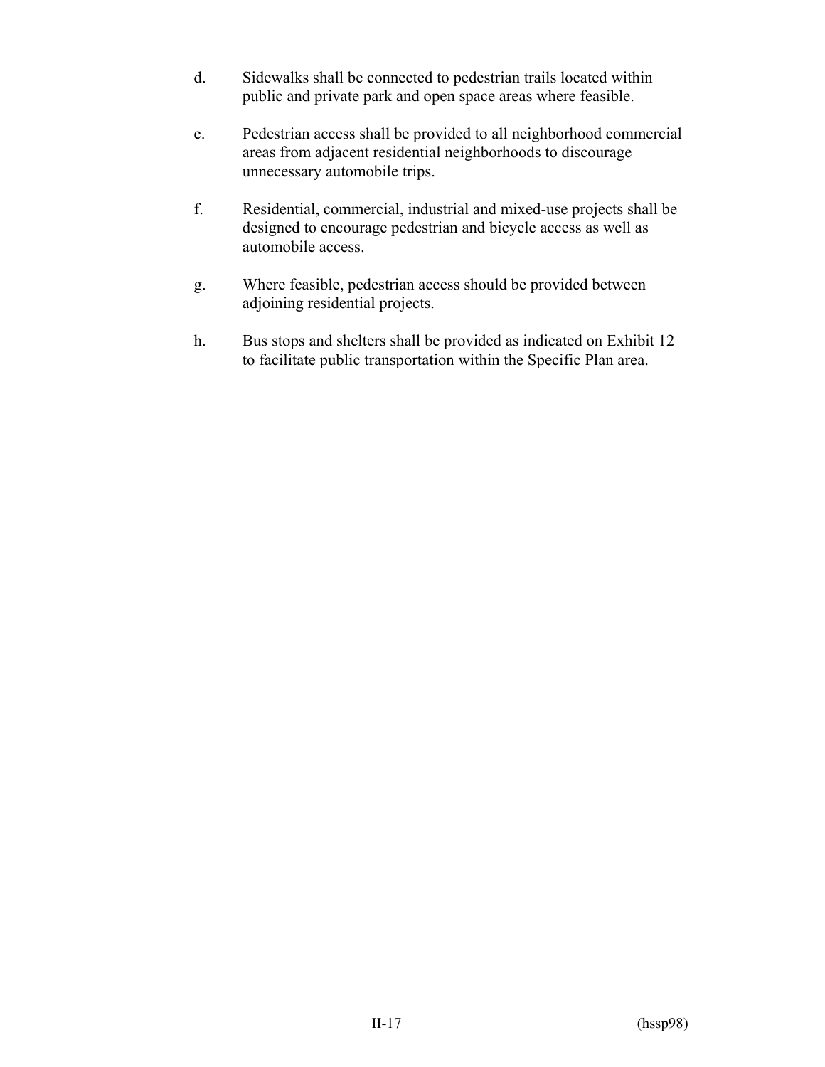d. Sidewalks shall be connected to pedestrian trails located within public and private park and open space areas where feasible.

e. Pedestrian access shall be provided to all neighborhood commercial areas from adjacent residential neighborhoods to discourage unnecessary automobile trips.

f. Residential, commercial, industrial and mixed-use projects shall be designed to encourage pedestrian and bicycle access as well as automobile access.

g. Where feasible, pedestrian access should be provided between adjoining residential projects.

h. Bus stops and shelters shall be provided as indicated on Exhibit 12 to facilitate public transportation within the Specific Plan area.